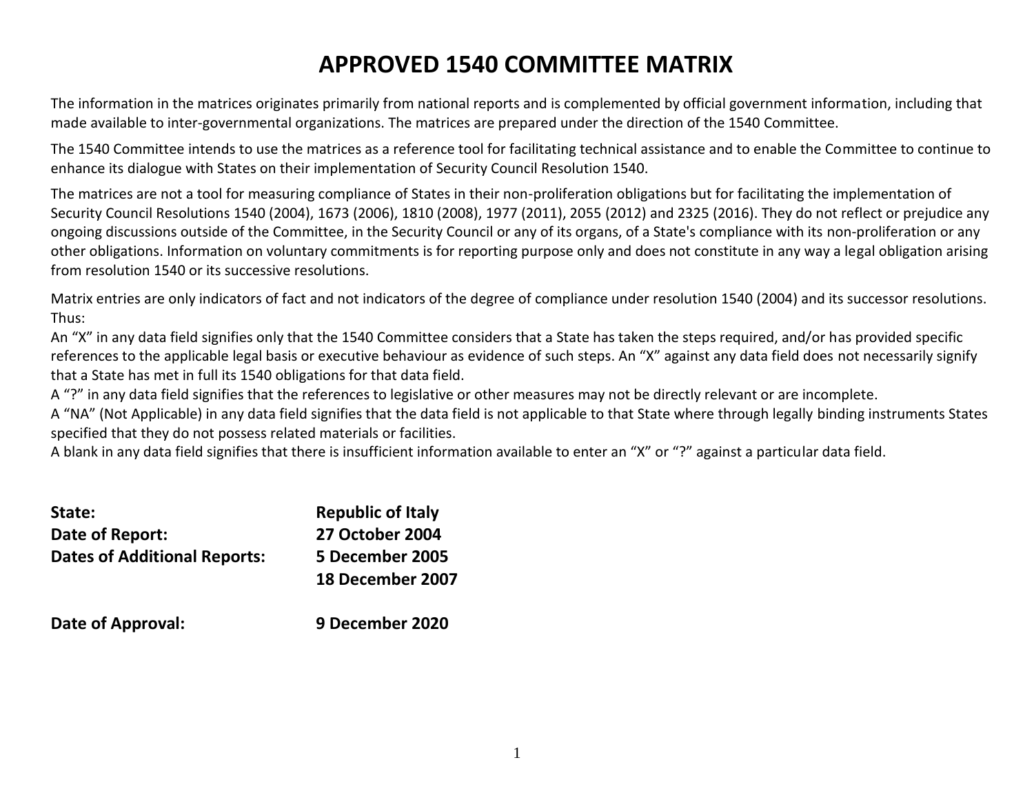# APPROVED 1540 COMMITTEE MATRIX

The information in the matrices originates primarily from national reports and is complemented by official government information, including that made available to inter-governmental organizations. The matrices are prepared under the direction of the 1540 Committee.

The 1540 Committee intends to use the matrices as a reference tool for facilitating technical assistance and to enable the Committee to continue to enhance its dialogue with States on their implementation of Security Council Resolution 1540.

The matrices are not a tool for measuring compliance of States in their non-proliferation obligations but for facilitating the implementation of Security Council Resolutions 1540 (2004), 1673 (2006), 1810 (2008), 1977 (2011), 2055 (2012) and 2325 (2016). They do not reflect or prejudice any ongoing discussions outside of the Committee, in the Security Council or any of its organs, of a State's compliance with its non-proliferation or any other obligations. Information on voluntary commitments is for reporting purpose only and does not constitute in any way a legal obligation arising from resolution 1540 or its successive resolutions.

Matrix entries are only indicators of fact and not indicators of the degree of compliance under resolution 1540 (2004) and its successor resolutions. Thus:

An "X" in any data field signifies only that the 1540 Committee considers that a State has taken the steps required, and/or has provided specific references to the applicable legal basis or executive behaviour as evidence of such steps. An "X" against any data field does not necessarily signify that a State has met in full its 1540 obligations for that data field.

A "?" in any data field signifies that the references to legislative or other measures may not be directly relevant or are incomplete.

A "NA" (Not Applicable) in any data field signifies that the data field is not applicable to that State where through legally binding instruments States specified that they do not possess related materials or facilities.

A blank in any data field signifies that there is insufficient information available to enter an "X" or "?" against a particular data field.

**State:** **Republic of Italy**

**Date of Report:** **27 October 2004**

**Dates of Additional Reports:** **5 December 2005**
**18 December 2007**

**Date of Approval:** **9 December 2020**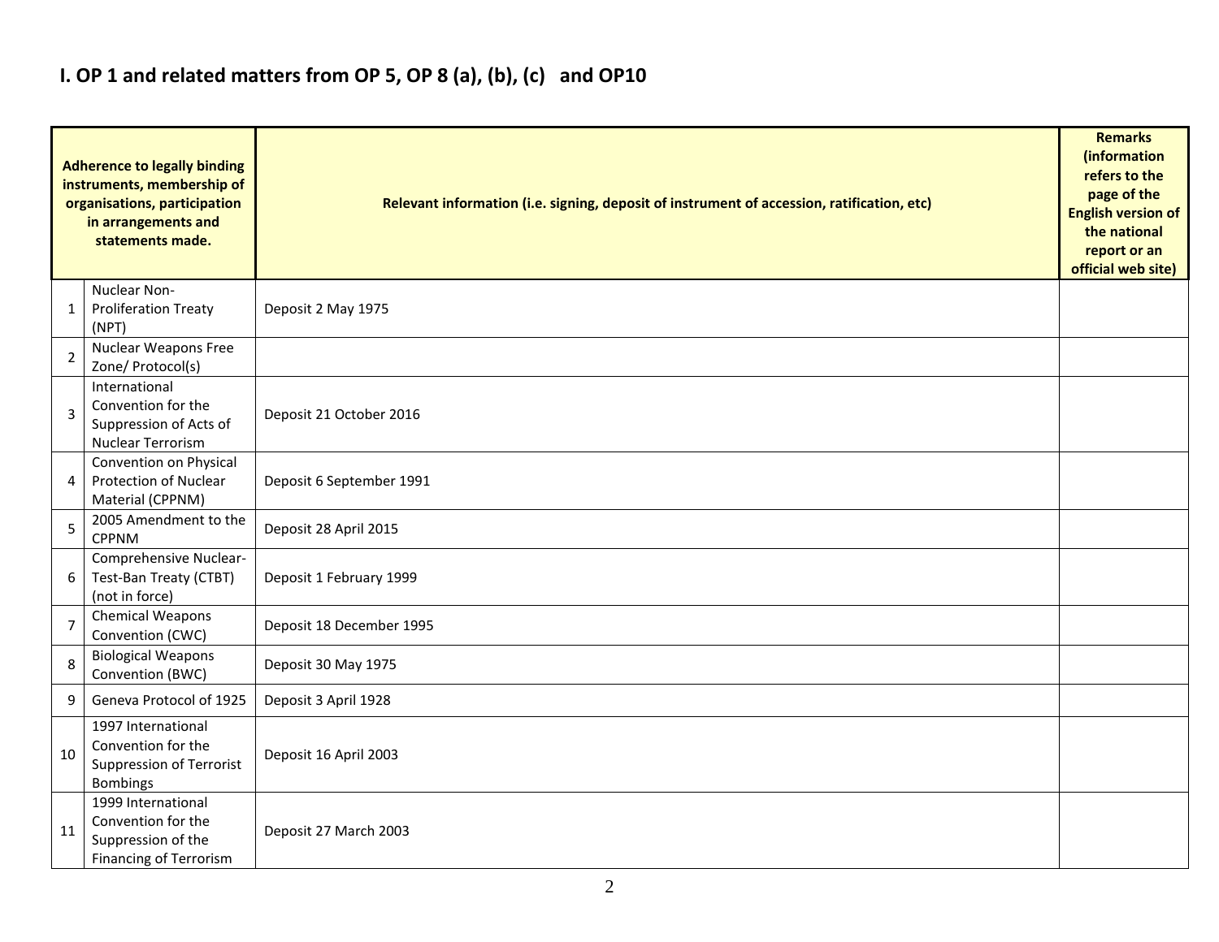## I. OP 1 and related matters from OP 5, OP 8 (a), (b), (c) and OP10

| | Adherence to legally binding instruments, membership of organisations, participation in arrangements and statements made. | Relevant information (i.e. signing, deposit of instrument of accession, ratification, etc) | Remarks (information refers to the page of the English version of the national report or an official web site) |
|---|---|---|---|
| 1 | Nuclear Non-Proliferation Treaty (NPT) | Deposit 2 May 1975 | |
| 2 | Nuclear Weapons Free Zone/ Protocol(s) | | |
| 3 | International Convention for the Suppression of Acts of Nuclear Terrorism | Deposit 21 October 2016 | |
| 4 | Convention on Physical Protection of Nuclear Material (CPPNM) | Deposit 6 September 1991 | |
| 5 | 2005 Amendment to the CPPNM | Deposit 28 April 2015 | |
| 6 | Comprehensive Nuclear-Test-Ban Treaty (CTBT) (not in force) | Deposit 1 February 1999 | |
| 7 | Chemical Weapons Convention (CWC) | Deposit 18 December 1995 | |
| 8 | Biological Weapons Convention (BWC) | Deposit 30 May 1975 | |
| 9 | Geneva Protocol of 1925 | Deposit 3 April 1928 | |
| 10 | 1997 International Convention for the Suppression of Terrorist Bombings | Deposit 16 April 2003 | |
| 11 | 1999 International Convention for the Suppression of the Financing of Terrorism | Deposit 27 March 2003 | |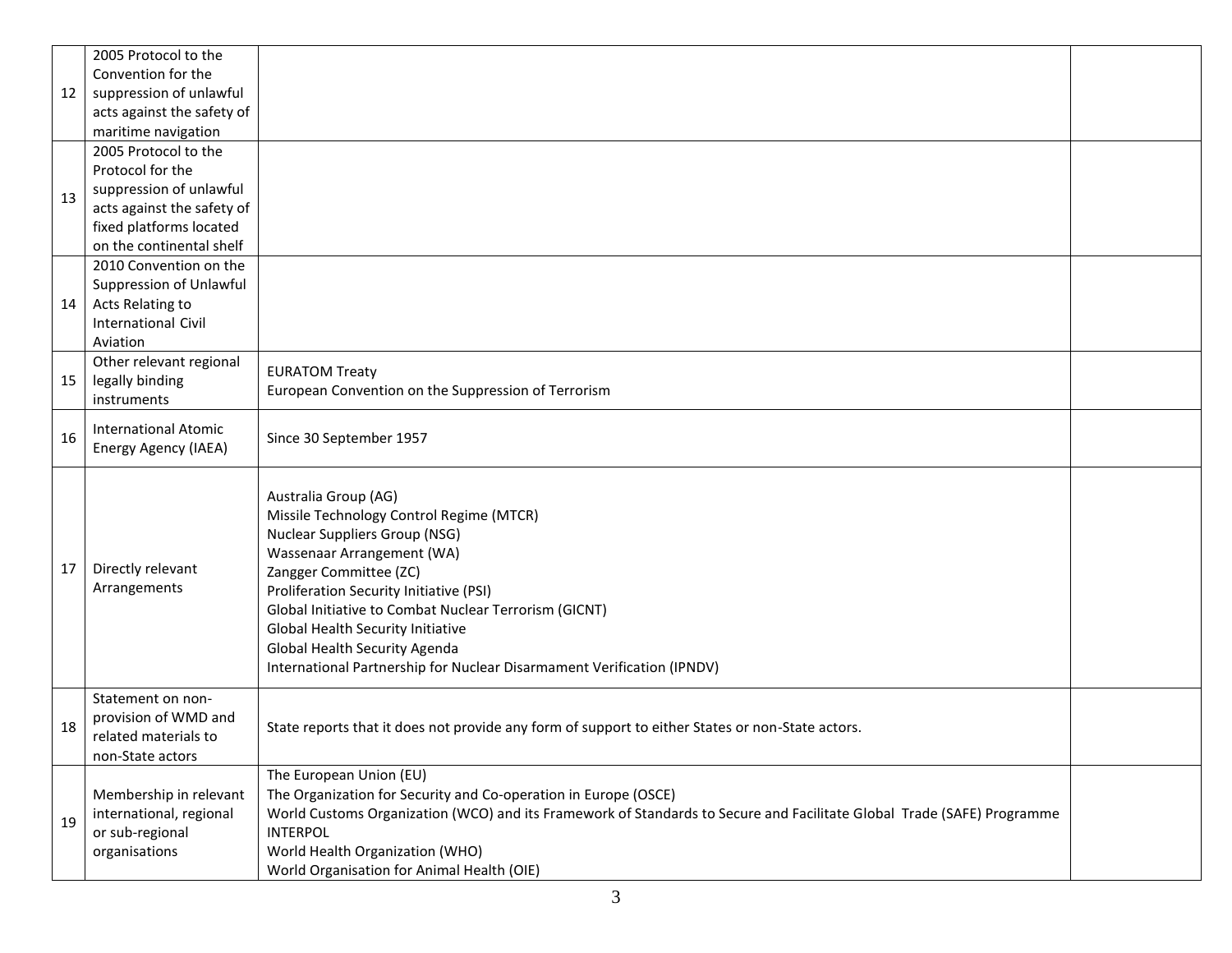| | | | |
|---|---|---|---|
| 12 | 2005 Protocol to the Convention for the suppression of unlawful acts against the safety of maritime navigation | | |
| 13 | 2005 Protocol to the Protocol for the suppression of unlawful acts against the safety of fixed platforms located on the continental shelf | | |
| 14 | 2010 Convention on the Suppression of Unlawful Acts Relating to International Civil Aviation | | |
| 15 | Other relevant regional legally binding instruments | EURATOM Treaty<br>European Convention on the Suppression of Terrorism | |
| 16 | International Atomic Energy Agency (IAEA) | Since 30 September 1957 | |
| 17 | Directly relevant Arrangements | Australia Group (AG)<br>Missile Technology Control Regime (MTCR)<br>Nuclear Suppliers Group (NSG)<br>Wassenaar Arrangement (WA)<br>Zangger Committee (ZC)<br>Proliferation Security Initiative (PSI)<br>Global Initiative to Combat Nuclear Terrorism (GICNT)<br>Global Health Security Initiative<br>Global Health Security Agenda<br>International Partnership for Nuclear Disarmament Verification (IPNDV) | |
| 18 | Statement on non-provision of WMD and related materials to non-State actors | State reports that it does not provide any form of support to either States or non-State actors. | |
| 19 | Membership in relevant international, regional or sub-regional organisations | The European Union (EU)<br>The Organization for Security and Co-operation in Europe (OSCE)<br>World Customs Organization (WCO) and its Framework of Standards to Secure and Facilitate Global Trade (SAFE) Programme<br>INTERPOL<br>World Health Organization (WHO)<br>World Organisation for Animal Health (OIE) | |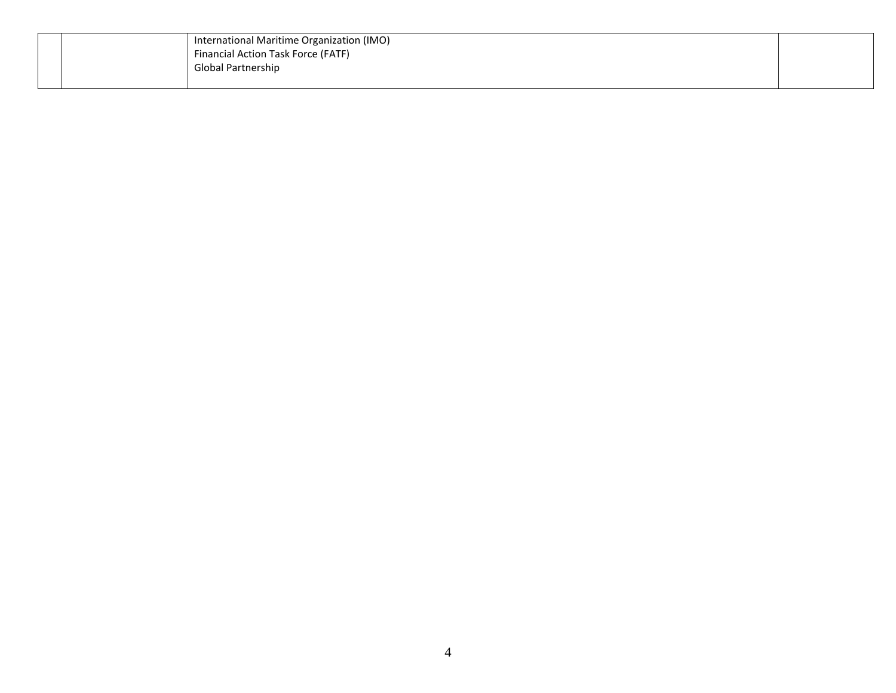| | | | |
|---|---|---|---|
| | | International Maritime Organization (IMO)<br>Financial Action Task Force (FATF)<br>Global Partnership | |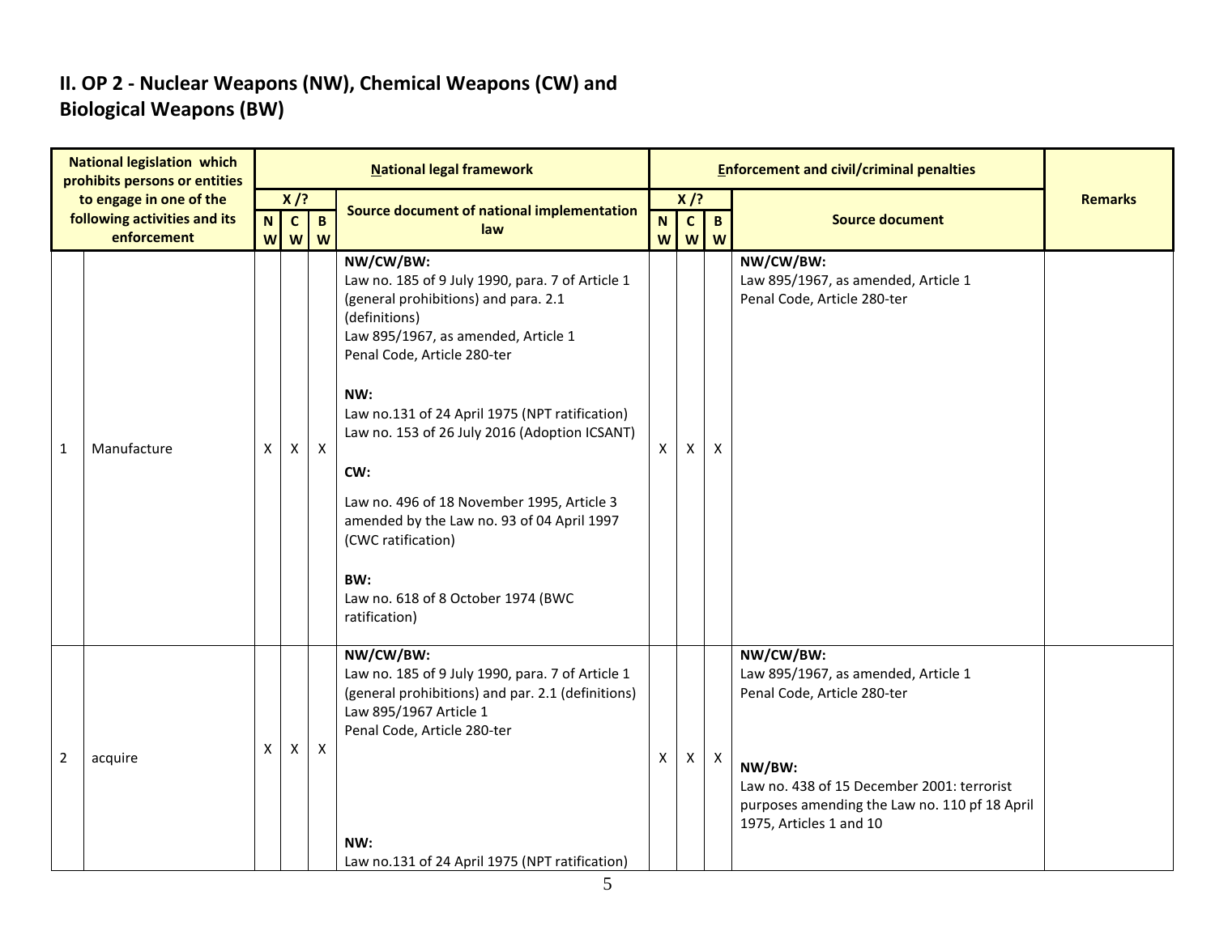## II. OP 2 - Nuclear Weapons (NW), Chemical Weapons (CW) and Biological Weapons (BW)

| National legislation which prohibits persons or entities to engage in one of the following activities and its enforcement | | National legal framework | | | | Enforcement and civil/criminal penalties | | | | Remarks |
|---|---|---|---|---|---|---|---|---|---|---|
| | | X /? | | | Source document of national implementation law | X /? | | | Source document | |
| | | NW | CW | BW | | NW | CW | BW | | |
| 1 | Manufacture | X | X | X | **NW/CW/BW:**<br>Law no. 185 of 9 July 1990, para. 7 of Article 1 (general prohibitions) and para. 2.1 (definitions)<br>Law 895/1967, as amended, Article 1<br>Penal Code, Article 280-ter<br><br>**NW:**<br>Law no.131 of 24 April 1975 (NPT ratification)<br>Law no. 153 of 26 July 2016 (Adoption ICSANT)<br><br>**CW:**<br>Law no. 496 of 18 November 1995, Article 3 amended by the Law no. 93 of 04 April 1997 (CWC ratification)<br><br>**BW:**<br>Law no. 618 of 8 October 1974 (BWC ratification) | X | X | X | **NW/CW/BW:**<br>Law 895/1967, as amended, Article 1<br>Penal Code, Article 280-ter | |
| 2 | acquire | X | X | X | **NW/CW/BW:**<br>Law no. 185 of 9 July 1990, para. 7 of Article 1 (general prohibitions) and par. 2.1 (definitions)<br>Law 895/1967 Article 1<br>Penal Code, Article 280-ter<br><br>**NW:**<br>Law no.131 of 24 April 1975 (NPT ratification) | X | X | X | **NW/CW/BW:**<br>Law 895/1967, as amended, Article 1<br>Penal Code, Article 280-ter<br><br>**NW/BW:**<br>Law no. 438 of 15 December 2001: terrorist purposes amending the Law no. 110 pf 18 April 1975, Articles 1 and 10 | |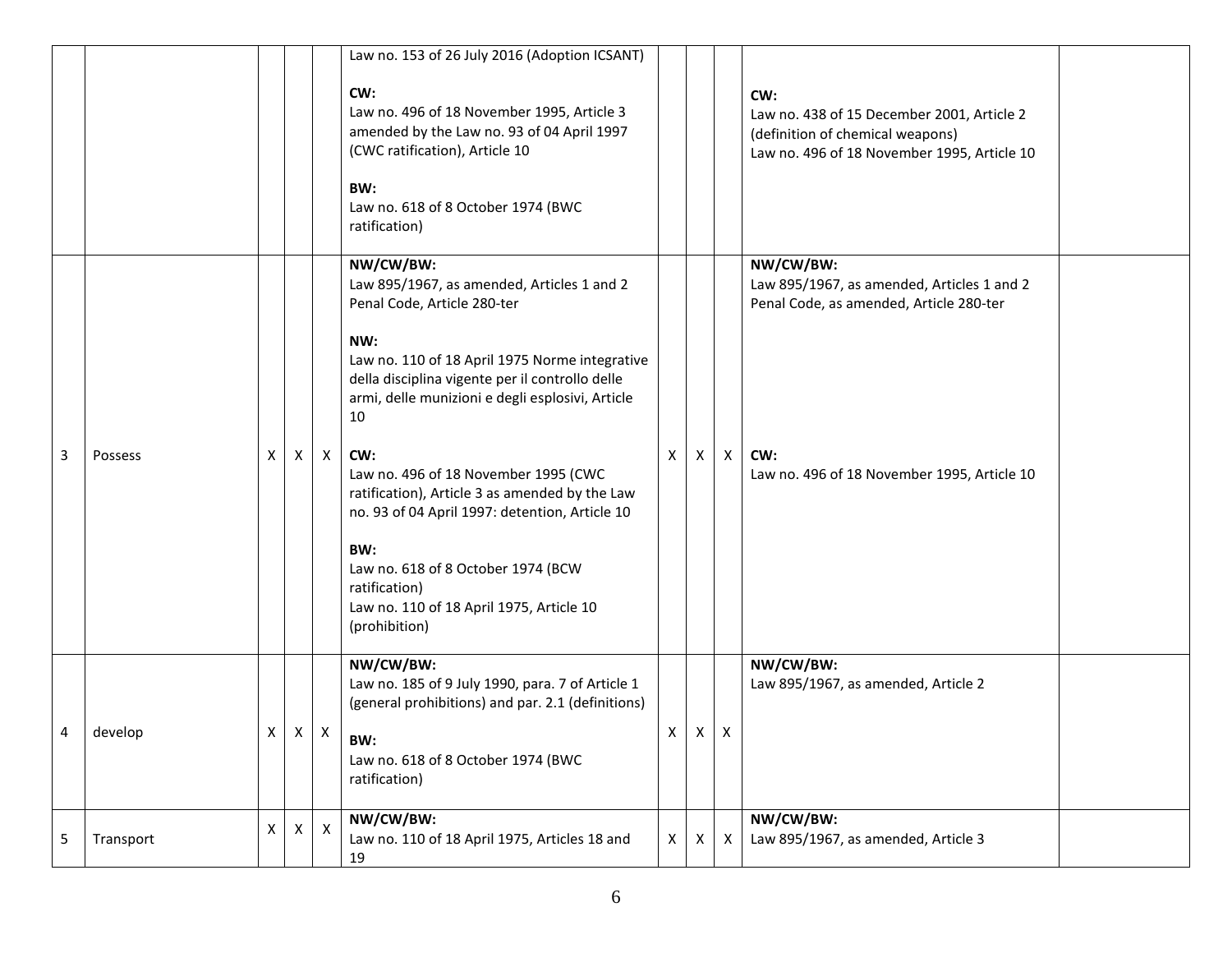|  |  |  |  |  | Law no. 153 of 26 July 2016 (Adoption ICSANT)<br><br>**CW:**<br>Law no. 496 of 18 November 1995, Article 3 amended by the Law no. 93 of 04 April 1997 (CWC ratification), Article 10<br><br>**BW:**<br>Law no. 618 of 8 October 1974 (BWC ratification) |  |  |  | **CW:**<br>Law no. 438 of 15 December 2001, Article 2 (definition of chemical weapons)<br>Law no. 496 of 18 November 1995, Article 10 |  |
|---|---|---|---|---|---|---|---|---|---|---|
| 3 | Possess | X | X | X | **NW/CW/BW:**<br>Law 895/1967, as amended, Articles 1 and 2<br>Penal Code, Article 280-ter<br><br>**NW:**<br>Law no. 110 of 18 April 1975 Norme integrative della disciplina vigente per il controllo delle armi, delle munizioni e degli esplosivi, Article 10<br><br>**CW:**<br>Law no. 496 of 18 November 1995 (CWC ratification), Article 3 as amended by the Law no. 93 of 04 April 1997: detention, Article 10<br><br>**BW:**<br>Law no. 618 of 8 October 1974 (BCW ratification)<br>Law no. 110 of 18 April 1975, Article 10 (prohibition) | X | X | X | **NW/CW/BW:**<br>Law 895/1967, as amended, Articles 1 and 2<br>Penal Code, as amended, Article 280-ter<br><br>**CW:**<br>Law no. 496 of 18 November 1995, Article 10 |  |
| 4 | develop | X | X | X | **NW/CW/BW:**<br>Law no. 185 of 9 July 1990, para. 7 of Article 1 (general prohibitions) and par. 2.1 (definitions)<br><br>**BW:**<br>Law no. 618 of 8 October 1974 (BWC ratification) | X | X | X | **NW/CW/BW:**<br>Law 895/1967, as amended, Article 2 |  |
| 5 | Transport | X | X | X | **NW/CW/BW:**<br>Law no. 110 of 18 April 1975, Articles 18 and 19 | X | X | X | **NW/CW/BW:**<br>Law 895/1967, as amended, Article 3 |  |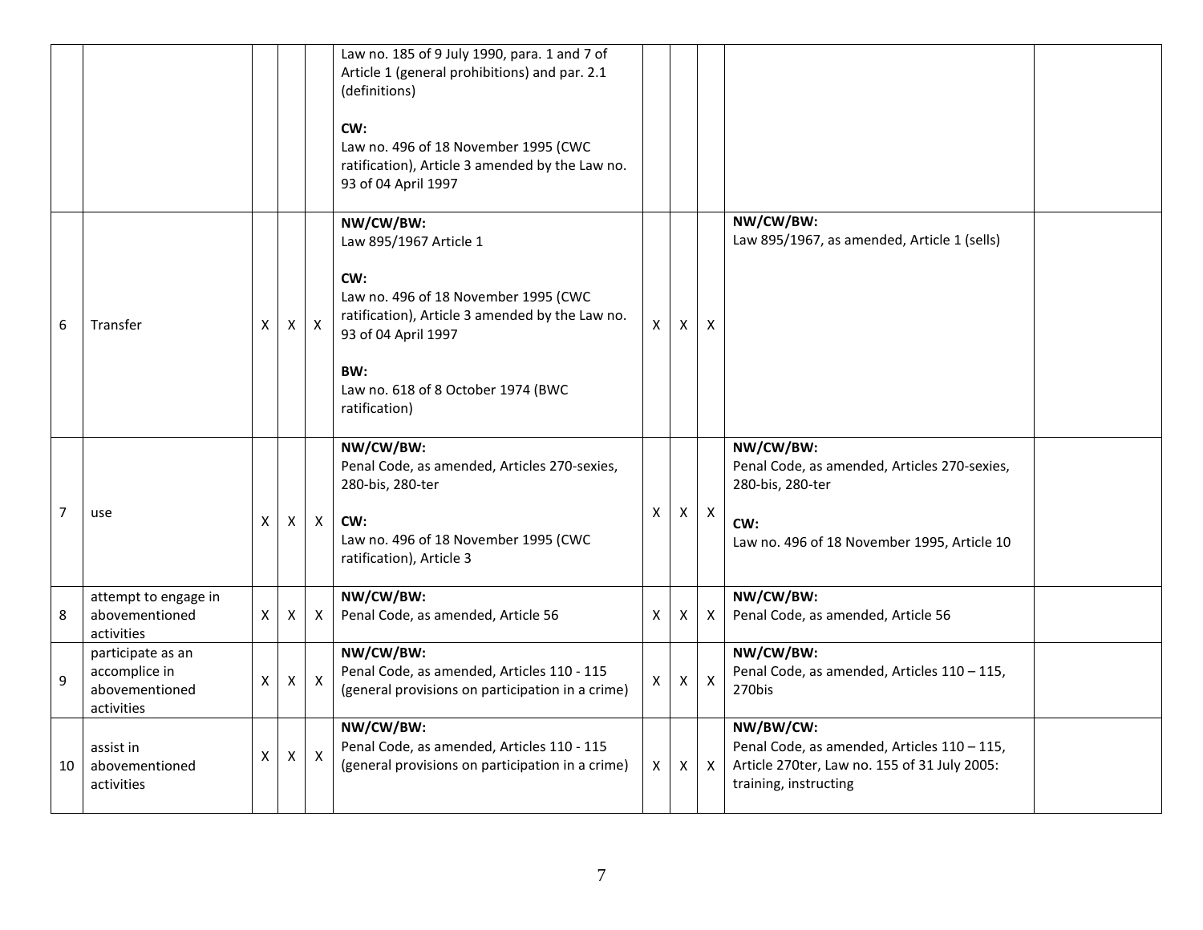| | | | | | | | | | | |
|---|---|---|---|---|---|---|---|---|---|---|
| | | | | | Law no. 185 of 9 July 1990, para. 1 and 7 of Article 1 (general prohibitions) and par. 2.1 (definitions)<br><br>**CW:**<br>Law no. 496 of 18 November 1995 (CWC ratification), Article 3 amended by the Law no. 93 of 04 April 1997 | | | | | |
| 6 | Transfer | X | X | X | **NW/CW/BW:**<br>Law 895/1967 Article 1<br><br>**CW:**<br>Law no. 496 of 18 November 1995 (CWC ratification), Article 3 amended by the Law no. 93 of 04 April 1997<br><br>**BW:**<br>Law no. 618 of 8 October 1974 (BWC ratification) | X | X | X | **NW/CW/BW:**<br>Law 895/1967, as amended, Article 1 (sells) | |
| 7 | use | X | X | X | **NW/CW/BW:**<br>Penal Code, as amended, Articles 270-sexies, 280-bis, 280-ter<br><br>**CW:**<br>Law no. 496 of 18 November 1995 (CWC ratification), Article 3 | X | X | X | **NW/CW/BW:**<br>Penal Code, as amended, Articles 270-sexies, 280-bis, 280-ter<br><br>**CW:**<br>Law no. 496 of 18 November 1995, Article 10 | |
| 8 | attempt to engage in abovementioned activities | X | X | X | **NW/CW/BW:**<br>Penal Code, as amended, Article 56 | X | X | X | **NW/CW/BW:**<br>Penal Code, as amended, Article 56 | |
| 9 | participate as an accomplice in abovementioned activities | X | X | X | **NW/CW/BW:**<br>Penal Code, as amended, Articles 110 - 115 (general provisions on participation in a crime) | X | X | X | **NW/CW/BW:**<br>Penal Code, as amended, Articles 110 – 115, 270bis | |
| 10 | assist in abovementioned activities | X | X | X | **NW/CW/BW:**<br>Penal Code, as amended, Articles 110 - 115 (general provisions on participation in a crime) | X | X | X | **NW/BW/CW:**<br>Penal Code, as amended, Articles 110 – 115, Article 270ter, Law no. 155 of 31 July 2005: training, instructing | |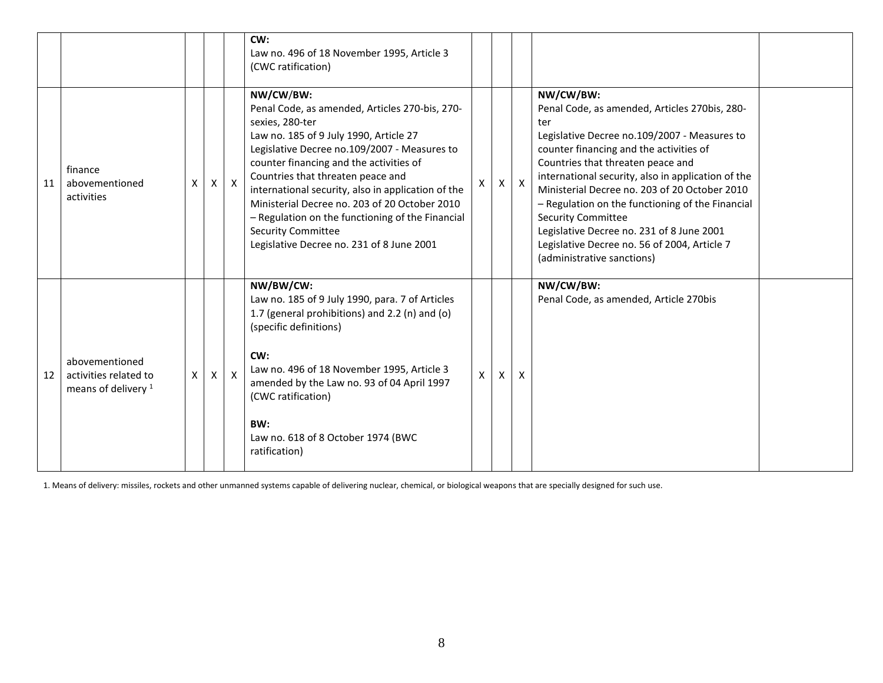| | | | | | | | | | | |
|---|---|---|---|---|---|---|---|---|---|---|
| | | | | | **CW:**<br>Law no. 496 of 18 November 1995, Article 3 (CWC ratification) | | | | | |
| 11 | finance abovementioned activities | X | X | X | **NW/CW/BW:**<br>Penal Code, as amended, Articles 270-bis, 270-sexies, 280-ter<br>Law no. 185 of 9 July 1990, Article 27<br>Legislative Decree no.109/2007 - Measures to counter financing and the activities of Countries that threaten peace and international security, also in application of the Ministerial Decree no. 203 of 20 October 2010 – Regulation on the functioning of the Financial Security Committee<br>Legislative Decree no. 231 of 8 June 2001 | X | X | X | **NW/CW/BW:**<br>Penal Code, as amended, Articles 270bis, 280-ter<br>Legislative Decree no.109/2007 - Measures to counter financing and the activities of Countries that threaten peace and international security, also in application of the Ministerial Decree no. 203 of 20 October 2010 – Regulation on the functioning of the Financial Security Committee<br>Legislative Decree no. 231 of 8 June 2001<br>Legislative Decree no. 56 of 2004, Article 7 (administrative sanctions) | |
| 12 | abovementioned activities related to means of delivery [1] | X | X | X | **NW/BW/CW:**<br>Law no. 185 of 9 July 1990, para. 7 of Articles 1.7 (general prohibitions) and 2.2 (n) and (o) (specific definitions)<br><br>**CW:**<br>Law no. 496 of 18 November 1995, Article 3 amended by the Law no. 93 of 04 April 1997 (CWC ratification)<br><br>**BW:**<br>Law no. 618 of 8 October 1974 (BWC ratification) | X | X | X | **NW/CW/BW:**<br>Penal Code, as amended, Article 270bis | |

1. Means of delivery: missiles, rockets and other unmanned systems capable of delivering nuclear, chemical, or biological weapons that are specially designed for such use.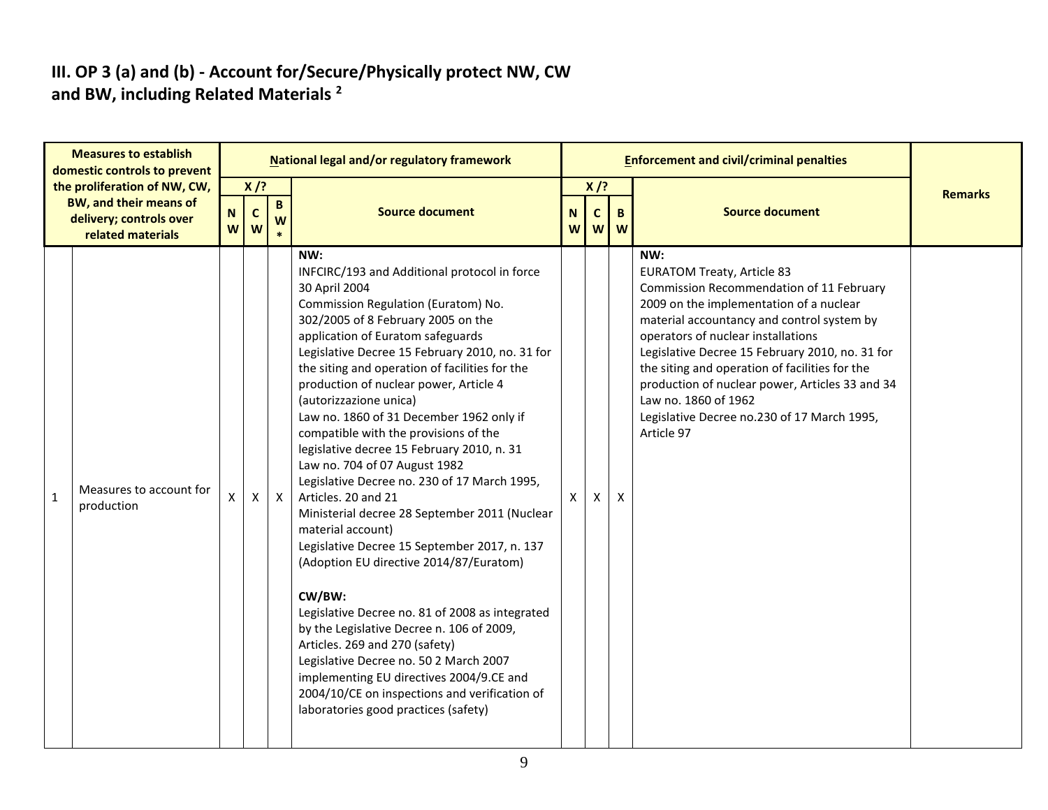## III. OP 3 (a) and (b) - Account for/Secure/Physically protect NW, CW and BW, including Related Materials [2]

| | Measures to establish domestic controls to prevent the proliferation of NW, CW, BW, and their means of delivery; controls over related materials | National legal and/or regulatory framework | | | | Enforcement and civil/criminal penalties | | | | Remarks |
|---|---|---|---|---|---|---|---|---|---|---|
| | | X /? | | | Source document | X /? | | | Source document | |
| | | NW | CW | BW* | | NW | CW | BW | | |
| 1 | Measures to account for production | X | X | X | **NW:**<br>INFCIRC/193 and Additional protocol in force 30 April 2004<br>Commission Regulation (Euratom) No. 302/2005 of 8 February 2005 on the application of Euratom safeguards<br>Legislative Decree 15 February 2010, no. 31 for the siting and operation of facilities for the production of nuclear power, Article 4 (autorizzazione unica)<br>Law no. 1860 of 31 December 1962 only if compatible with the provisions of the legislative decree 15 February 2010, n. 31<br>Law no. 704 of 07 August 1982<br>Legislative Decree no. 230 of 17 March 1995, Articles. 20 and 21<br>Ministerial decree 28 September 2011 (Nuclear material account)<br>Legislative Decree 15 September 2017, n. 137 (Adoption EU directive 2014/87/Euratom)<br><br>**CW/BW:**<br>Legislative Decree no. 81 of 2008 as integrated by the Legislative Decree n. 106 of 2009, Articles. 269 and 270 (safety)<br>Legislative Decree no. 50 2 March 2007 implementing EU directives 2004/9.CE and 2004/10/CE on inspections and verification of laboratories good practices (safety) | X | X | X | **NW:**<br>EURATOM Treaty, Article 83<br>Commission Recommendation of 11 February 2009 on the implementation of a nuclear material accountancy and control system by operators of nuclear installations<br>Legislative Decree 15 February 2010, no. 31 for the siting and operation of facilities for the production of nuclear power, Articles 33 and 34<br>Law no. 1860 of 1962<br>Legislative Decree no.230 of 17 March 1995, Article 97 | |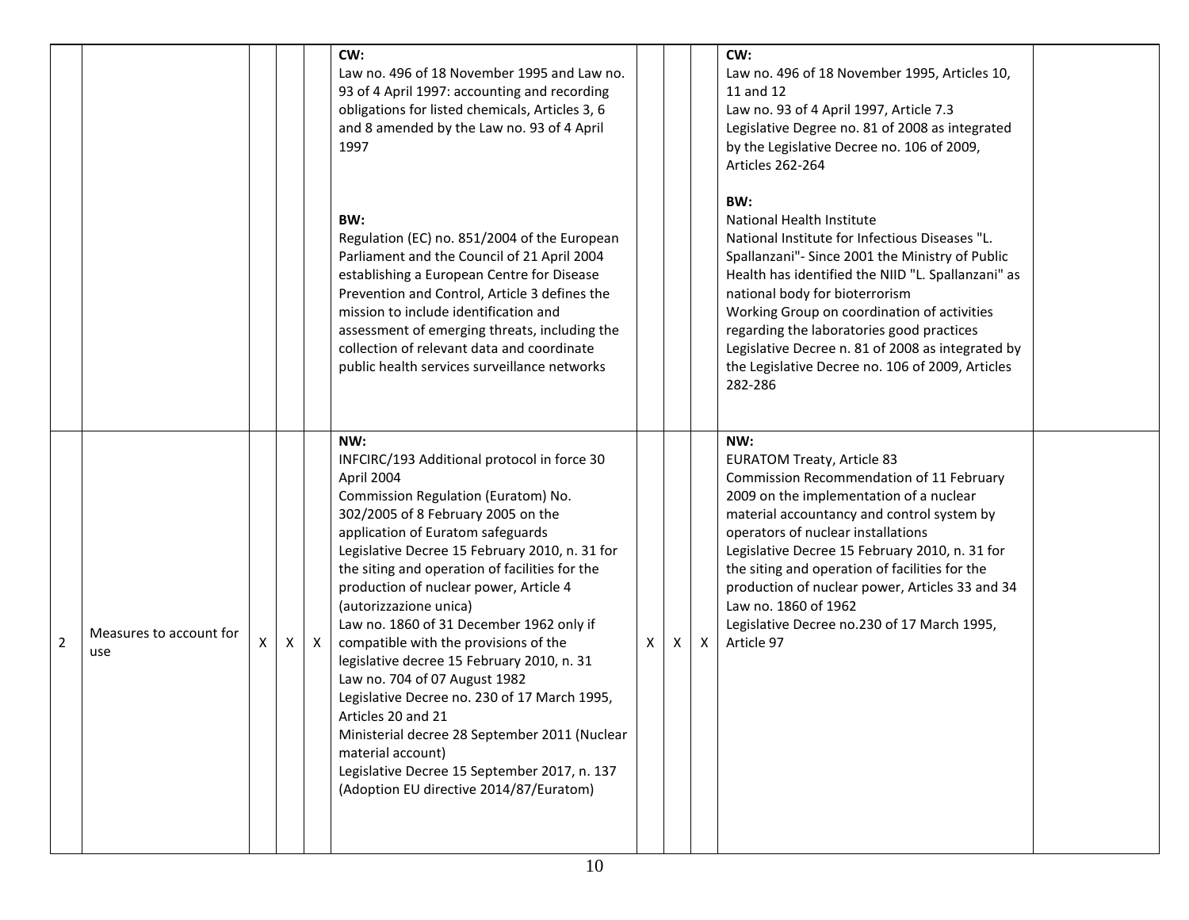| | | | | | | | | | | |
|---|---|---|---|---|---|---|---|---|---|---|
| | | | | | **CW:**<br>Law no. 496 of 18 November 1995 and Law no. 93 of 4 April 1997: accounting and recording obligations for listed chemicals, Articles 3, 6 and 8 amended by the Law no. 93 of 4 April 1997<br><br>**BW:**<br>Regulation (EC) no. 851/2004 of the European Parliament and the Council of 21 April 2004 establishing a European Centre for Disease Prevention and Control, Article 3 defines the mission to include identification and assessment of emerging threats, including the collection of relevant data and coordinate public health services surveillance networks | | | | **CW:**<br>Law no. 496 of 18 November 1995, Articles 10, 11 and 12<br>Law no. 93 of 4 April 1997, Article 7.3<br>Legislative Degree no. 81 of 2008 as integrated by the Legislative Decree no. 106 of 2009, Articles 262-264<br><br>**BW:**<br>National Health Institute<br>National Institute for Infectious Diseases "L. Spallanzani"- Since 2001 the Ministry of Public Health has identified the NIID "L. Spallanzani" as national body for bioterrorism<br>Working Group on coordination of activities regarding the laboratories good practices<br>Legislative Decree n. 81 of 2008 as integrated by the Legislative Decree no. 106 of 2009, Articles 282-286 | |
| 2 | Measures to account for use | X | X | X | **NW:**<br>INFCIRC/193 Additional protocol in force 30 April 2004<br>Commission Regulation (Euratom) No. 302/2005 of 8 February 2005 on the application of Euratom safeguards<br>Legislative Decree 15 February 2010, n. 31 for the siting and operation of facilities for the production of nuclear power, Article 4 (autorizzazione unica)<br>Law no. 1860 of 31 December 1962 only if compatible with the provisions of the legislative decree 15 February 2010, n. 31<br>Law no. 704 of 07 August 1982<br>Legislative Decree no. 230 of 17 March 1995, Articles 20 and 21<br>Ministerial decree 28 September 2011 (Nuclear material account)<br>Legislative Decree 15 September 2017, n. 137 (Adoption EU directive 2014/87/Euratom) | X | X | X | **NW:**<br>EURATOM Treaty, Article 83<br>Commission Recommendation of 11 February 2009 on the implementation of a nuclear material accountancy and control system by operators of nuclear installations<br>Legislative Decree 15 February 2010, n. 31 for the siting and operation of facilities for the production of nuclear power, Articles 33 and 34<br>Law no. 1860 of 1962<br>Legislative Decree no.230 of 17 March 1995, Article 97 | |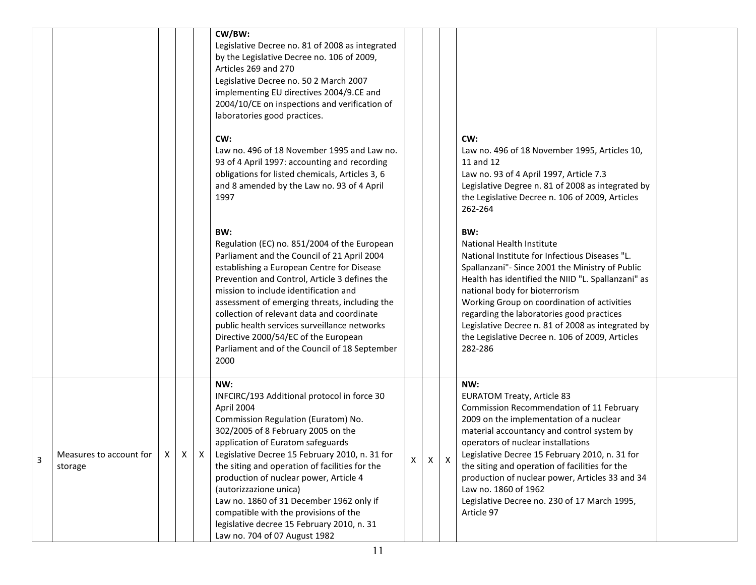| | | | | | | | | | | |
|---|---|---|---|---|---|---|---|---|---|---|
| | | | | | **CW/BW:**<br>Legislative Decree no. 81 of 2008 as integrated by the Legislative Decree no. 106 of 2009, Articles 269 and 270<br>Legislative Decree no. 50 2 March 2007 implementing EU directives 2004/9.CE and 2004/10/CE on inspections and verification of laboratories good practices.<br><br>**CW:**<br>Law no. 496 of 18 November 1995 and Law no. 93 of 4 April 1997: accounting and recording obligations for listed chemicals, Articles 3, 6 and 8 amended by the Law no. 93 of 4 April 1997<br><br>**BW:**<br>Regulation (EC) no. 851/2004 of the European Parliament and the Council of 21 April 2004 establishing a European Centre for Disease Prevention and Control, Article 3 defines the mission to include identification and assessment of emerging threats, including the collection of relevant data and coordinate public health services surveillance networks<br>Directive 2000/54/EC of the European Parliament and of the Council of 18 September 2000 | | | | **CW:**<br>Law no. 496 of 18 November 1995, Articles 10, 11 and 12<br>Law no. 93 of 4 April 1997, Article 7.3<br>Legislative Degree n. 81 of 2008 as integrated by the Legislative Decree n. 106 of 2009, Articles 262-264<br><br>**BW:**<br>National Health Institute<br>National Institute for Infectious Diseases "L. Spallanzani"- Since 2001 the Ministry of Public Health has identified the NIID "L. Spallanzani" as national body for bioterrorism<br>Working Group on coordination of activities regarding the laboratories good practices<br>Legislative Decree n. 81 of 2008 as integrated by the Legislative Decree n. 106 of 2009, Articles 282-286 | |
| 3 | Measures to account for storage | X | X | X | **NW:**<br>INFCIRC/193 Additional protocol in force 30 April 2004<br>Commission Regulation (Euratom) No. 302/2005 of 8 February 2005 on the application of Euratom safeguards<br>Legislative Decree 15 February 2010, n. 31 for the siting and operation of facilities for the production of nuclear power, Article 4 (autorizzazione unica)<br>Law no. 1860 of 31 December 1962 only if compatible with the provisions of the legislative decree 15 February 2010, n. 31<br>Law no. 704 of 07 August 1982 | X | X | X | **NW:**<br>EURATOM Treaty, Article 83<br>Commission Recommendation of 11 February 2009 on the implementation of a nuclear material accountancy and control system by operators of nuclear installations<br>Legislative Decree 15 February 2010, n. 31 for the siting and operation of facilities for the production of nuclear power, Articles 33 and 34<br>Law no. 1860 of 1962<br>Legislative Decree no. 230 of 17 March 1995, Article 97 | |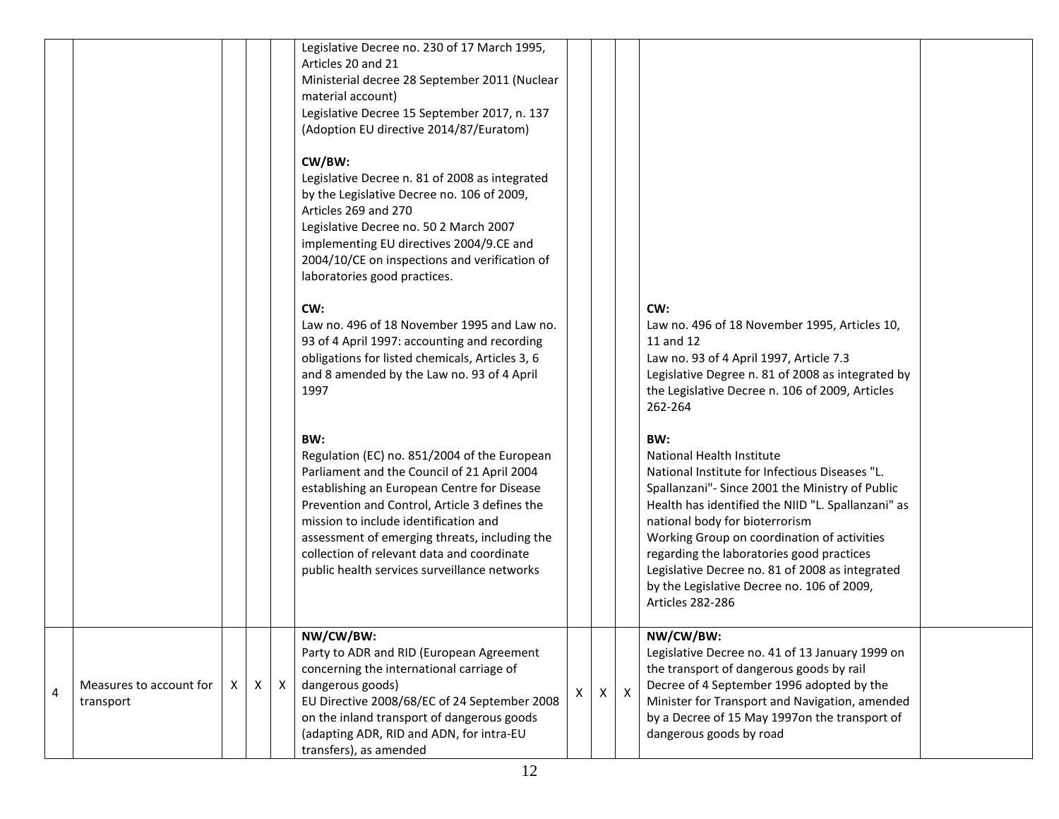| | | | | | | | | | | |
|---|---|---|---|---|---|---|---|---|---|---|
| | | | | | Legislative Decree no. 230 of 17 March 1995, Articles 20 and 21<br>Ministerial decree 28 September 2011 (Nuclear material account)<br>Legislative Decree 15 September 2017, n. 137 (Adoption EU directive 2014/87/Euratom)<br><br>**CW/BW:**<br>Legislative Decree n. 81 of 2008 as integrated by the Legislative Decree no. 106 of 2009, Articles 269 and 270<br>Legislative Decree no. 50 2 March 2007 implementing EU directives 2004/9.CE and 2004/10/CE on inspections and verification of laboratories good practices.<br><br>**CW:**<br>Law no. 496 of 18 November 1995 and Law no. 93 of 4 April 1997: accounting and recording obligations for listed chemicals, Articles 3, 6 and 8 amended by the Law no. 93 of 4 April 1997<br><br>**BW:**<br>Regulation (EC) no. 851/2004 of the European Parliament and the Council of 21 April 2004 establishing an European Centre for Disease Prevention and Control, Article 3 defines the mission to include identification and assessment of emerging threats, including the collection of relevant data and coordinate public health services surveillance networks | | | | **CW:**<br>Law no. 496 of 18 November 1995, Articles 10, 11 and 12<br>Law no. 93 of 4 April 1997, Article 7.3<br>Legislative Degree n. 81 of 2008 as integrated by the Legislative Decree n. 106 of 2009, Articles 262-264<br><br>**BW:**<br>National Health Institute<br>National Institute for Infectious Diseases "L. Spallanzani"- Since 2001 the Ministry of Public Health has identified the NIID "L. Spallanzani" as national body for bioterrorism<br>Working Group on coordination of activities regarding the laboratories good practices<br>Legislative Decree no. 81 of 2008 as integrated by the Legislative Decree no. 106 of 2009, Articles 282-286 | |
| 4 | Measures to account for transport | X | X | X | **NW/CW/BW:**<br>Party to ADR and RID (European Agreement concerning the international carriage of dangerous goods)<br>EU Directive 2008/68/EC of 24 September 2008 on the inland transport of dangerous goods (adapting ADR, RID and ADN, for intra-EU transfers), as amended | X | X | X | **NW/CW/BW:**<br>Legislative Decree no. 41 of 13 January 1999 on the transport of dangerous goods by rail<br>Decree of 4 September 1996 adopted by the Minister for Transport and Navigation, amended by a Decree of 15 May 1997on the transport of dangerous goods by road | |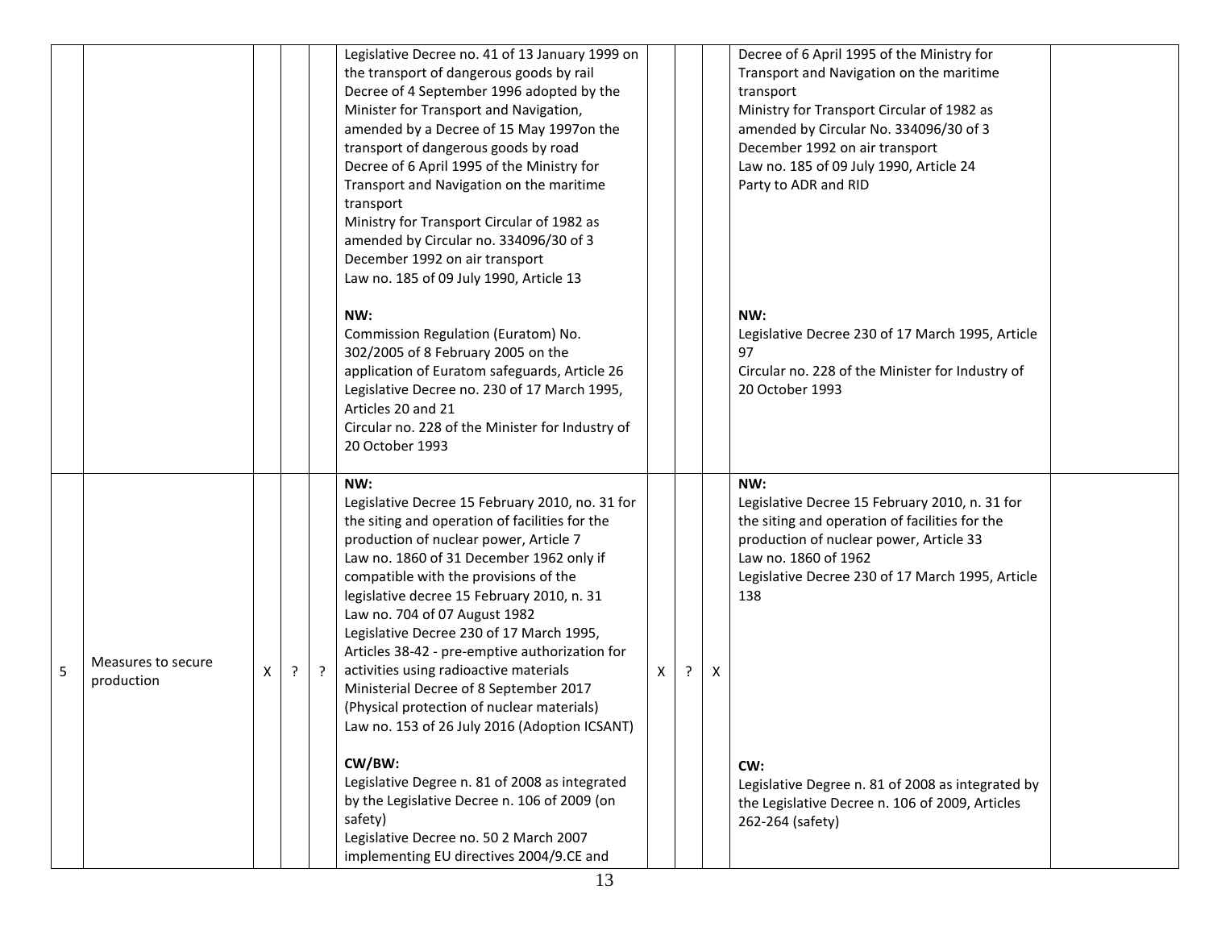| | | | | | | | | | | |
|---|---|---|---|---|---|---|---|---|---|---|
| | | | | | Legislative Decree no. 41 of 13 January 1999 on the transport of dangerous goods by rail<br>Decree of 4 September 1996 adopted by the Minister for Transport and Navigation, amended by a Decree of 15 May 1997on the transport of dangerous goods by road<br>Decree of 6 April 1995 of the Ministry for Transport and Navigation on the maritime transport<br>Ministry for Transport Circular of 1982 as amended by Circular no. 334096/30 of 3 December 1992 on air transport<br>Law no. 185 of 09 July 1990, Article 13<br><br>**NW:**<br>Commission Regulation (Euratom) No. 302/2005 of 8 February 2005 on the application of Euratom safeguards, Article 26<br>Legislative Decree no. 230 of 17 March 1995, Articles 20 and 21<br>Circular no. 228 of the Minister for Industry of 20 October 1993 | | | | Decree of 6 April 1995 of the Ministry for Transport and Navigation on the maritime transport<br>Ministry for Transport Circular of 1982 as amended by Circular No. 334096/30 of 3 December 1992 on air transport<br>Law no. 185 of 09 July 1990, Article 24<br>Party to ADR and RID<br><br>**NW:**<br>Legislative Decree 230 of 17 March 1995, Article 97<br>Circular no. 228 of the Minister for Industry of 20 October 1993 | |
| 5 | Measures to secure production | X | ? | ? | **NW:**<br>Legislative Decree 15 February 2010, no. 31 for the siting and operation of facilities for the production of nuclear power, Article 7<br>Law no. 1860 of 31 December 1962 only if compatible with the provisions of the legislative decree 15 February 2010, n. 31<br>Law no. 704 of 07 August 1982<br>Legislative Decree 230 of 17 March 1995, Articles 38-42 - pre-emptive authorization for activities using radioactive materials<br>Ministerial Decree of 8 September 2017 (Physical protection of nuclear materials)<br>Law no. 153 of 26 July 2016 (Adoption ICSANT)<br><br>**CW/BW:**<br>Legislative Degree n. 81 of 2008 as integrated by the Legislative Decree n. 106 of 2009 (on safety)<br>Legislative Decree no. 50 2 March 2007 implementing EU directives 2004/9.CE and | X | ? | X | **NW:**<br>Legislative Decree 15 February 2010, n. 31 for the siting and operation of facilities for the production of nuclear power, Article 33<br>Law no. 1860 of 1962<br>Legislative Decree 230 of 17 March 1995, Article 138<br><br>**CW:**<br>Legislative Degree n. 81 of 2008 as integrated by the Legislative Decree n. 106 of 2009, Articles 262-264 (safety) | |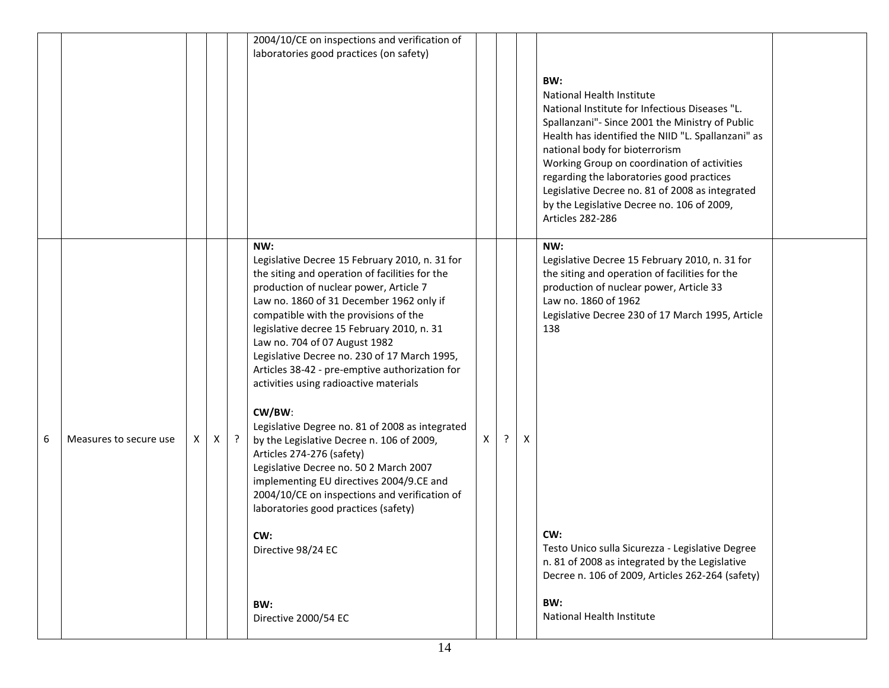| | | | | | | | | | | |
|---|---|---|---|---|---|---|---|---|---|---|
| | | | | | 2004/10/CE on inspections and verification of laboratories good practices (on safety) | | | | **BW:**<br>National Health Institute<br>National Institute for Infectious Diseases "L. Spallanzani"- Since 2001 the Ministry of Public Health has identified the NIID "L. Spallanzani" as national body for bioterrorism<br>Working Group on coordination of activities regarding the laboratories good practices<br>Legislative Decree no. 81 of 2008 as integrated by the Legislative Decree no. 106 of 2009, Articles 282-286 | |
| 6 | Measures to secure use | X | X | ? | **NW:**<br>Legislative Decree 15 February 2010, n. 31 for the siting and operation of facilities for the production of nuclear power, Article 7<br>Law no. 1860 of 31 December 1962 only if compatible with the provisions of the legislative decree 15 February 2010, n. 31<br>Law no. 704 of 07 August 1982<br>Legislative Decree no. 230 of 17 March 1995, Articles 38-42 - pre-emptive authorization for activities using radioactive materials<br><br>**CW/BW**:<br>Legislative Degree no. 81 of 2008 as integrated by the Legislative Decree n. 106 of 2009, Articles 274-276 (safety)<br>Legislative Decree no. 50 2 March 2007 implementing EU directives 2004/9.CE and 2004/10/CE on inspections and verification of laboratories good practices (safety)<br><br>**CW:**<br>Directive 98/24 EC<br><br>**BW:**<br>Directive 2000/54 EC | X | ? | X | **NW:**<br>Legislative Decree 15 February 2010, n. 31 for the siting and operation of facilities for the production of nuclear power, Article 33<br>Law no. 1860 of 1962<br>Legislative Decree 230 of 17 March 1995, Article 138<br><br>**CW:**<br>Testo Unico sulla Sicurezza - Legislative Degree n. 81 of 2008 as integrated by the Legislative Decree n. 106 of 2009, Articles 262-264 (safety)<br><br>**BW:**<br>National Health Institute | |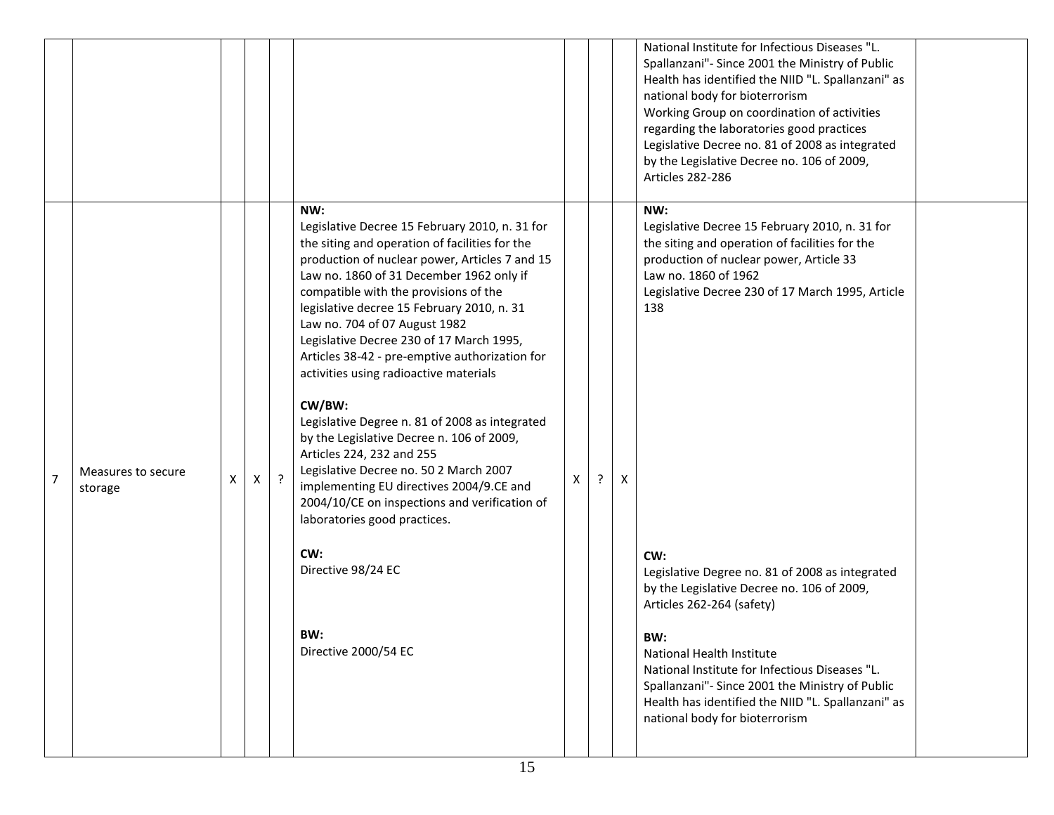| | | | | | | | | | | |
|---|---|---|---|---|---|---|---|---|---|---|
| | | | | | | | | | National Institute for Infectious Diseases "L. Spallanzani"- Since 2001 the Ministry of Public Health has identified the NIID "L. Spallanzani" as national body for bioterrorism<br>Working Group on coordination of activities regarding the laboratories good practices<br>Legislative Decree no. 81 of 2008 as integrated by the Legislative Decree no. 106 of 2009, Articles 282-286 | |
| 7 | Measures to secure storage | X | X | ? | **NW:**<br>Legislative Decree 15 February 2010, n. 31 for the siting and operation of facilities for the production of nuclear power, Articles 7 and 15<br>Law no. 1860 of 31 December 1962 only if compatible with the provisions of the legislative decree 15 February 2010, n. 31<br>Law no. 704 of 07 August 1982<br>Legislative Decree 230 of 17 March 1995, Articles 38-42 - pre-emptive authorization for activities using radioactive materials<br><br>**CW/BW:**<br>Legislative Degree n. 81 of 2008 as integrated by the Legislative Decree n. 106 of 2009, Articles 224, 232 and 255<br>Legislative Decree no. 50 2 March 2007 implementing EU directives 2004/9.CE and 2004/10/CE on inspections and verification of laboratories good practices.<br><br>**CW:**<br>Directive 98/24 EC<br><br>**BW:**<br>Directive 2000/54 EC | X | ? | X | **NW:**<br>Legislative Decree 15 February 2010, n. 31 for the siting and operation of facilities for the production of nuclear power, Article 33<br>Law no. 1860 of 1962<br>Legislative Decree 230 of 17 March 1995, Article 138<br><br>**CW:**<br>Legislative Degree no. 81 of 2008 as integrated by the Legislative Decree no. 106 of 2009, Articles 262-264 (safety)<br><br>**BW:**<br>National Health Institute<br>National Institute for Infectious Diseases "L. Spallanzani"- Since 2001 the Ministry of Public Health has identified the NIID "L. Spallanzani" as national body for bioterrorism | |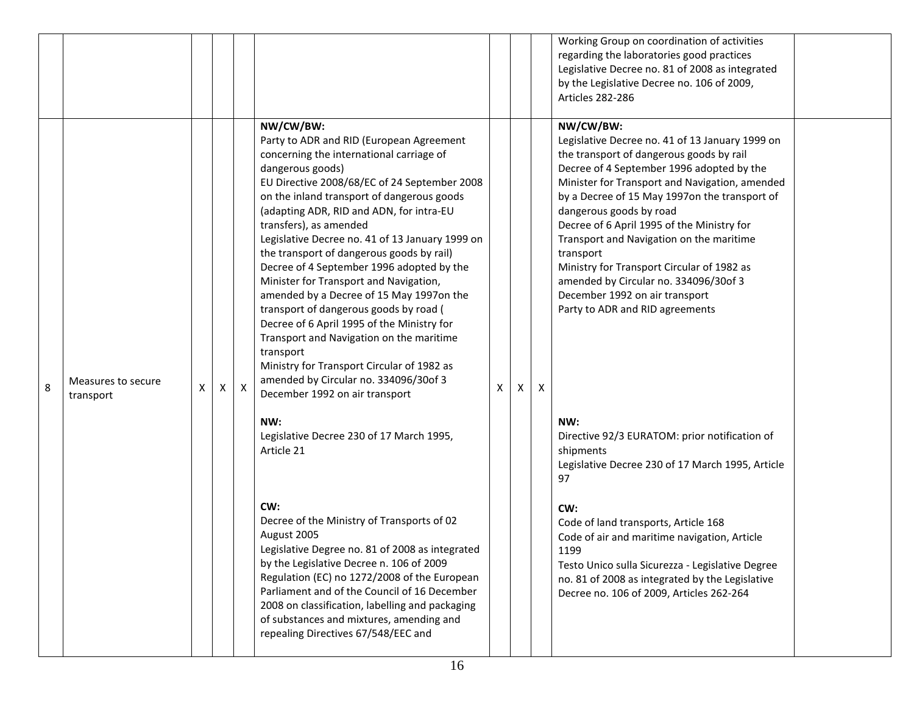| | | | | | | | | | | |
|---|---|---|---|---|---|---|---|---|---|---|
| | | | | | | | | | | Working Group on coordination of activities regarding the laboratories good practices<br>Legislative Decree no. 81 of 2008 as integrated by the Legislative Decree no. 106 of 2009, Articles 282-286 | |
| 8 | Measures to secure transport | X | X | X | **NW/CW/BW:**<br>Party to ADR and RID (European Agreement concerning the international carriage of dangerous goods)<br>EU Directive 2008/68/EC of 24 September 2008 on the inland transport of dangerous goods (adapting ADR, RID and ADN, for intra-EU transfers), as amended<br>Legislative Decree no. 41 of 13 January 1999 on the transport of dangerous goods by rail)<br>Decree of 4 September 1996 adopted by the Minister for Transport and Navigation, amended by a Decree of 15 May 1997on the transport of dangerous goods by road (<br>Decree of 6 April 1995 of the Ministry for Transport and Navigation on the maritime transport<br>Ministry for Transport Circular of 1982 as amended by Circular no. 334096/30of 3 December 1992 on air transport<br><br>**NW:**<br>Legislative Decree 230 of 17 March 1995, Article 21<br><br>**CW:**<br>Decree of the Ministry of Transports of 02 August 2005<br>Legislative Degree no. 81 of 2008 as integrated by the Legislative Decree n. 106 of 2009<br>Regulation (EC) no 1272/2008 of the European Parliament and of the Council of 16 December 2008 on classification, labelling and packaging of substances and mixtures, amending and repealing Directives 67/548/EEC and | X | X | X | **NW/CW/BW:**<br>Legislative Decree no. 41 of 13 January 1999 on the transport of dangerous goods by rail<br>Decree of 4 September 1996 adopted by the Minister for Transport and Navigation, amended by a Decree of 15 May 1997on the transport of dangerous goods by road<br>Decree of 6 April 1995 of the Ministry for Transport and Navigation on the maritime transport<br>Ministry for Transport Circular of 1982 as amended by Circular no. 334096/30of 3 December 1992 on air transport<br>Party to ADR and RID agreements<br><br>**NW:**<br>Directive 92/3 EURATOM: prior notification of shipments<br>Legislative Decree 230 of 17 March 1995, Article 97<br><br>**CW:**<br>Code of land transports, Article 168<br>Code of air and maritime navigation, Article 1199<br>Testo Unico sulla Sicurezza - Legislative Degree no. 81 of 2008 as integrated by the Legislative Decree no. 106 of 2009, Articles 262-264 | |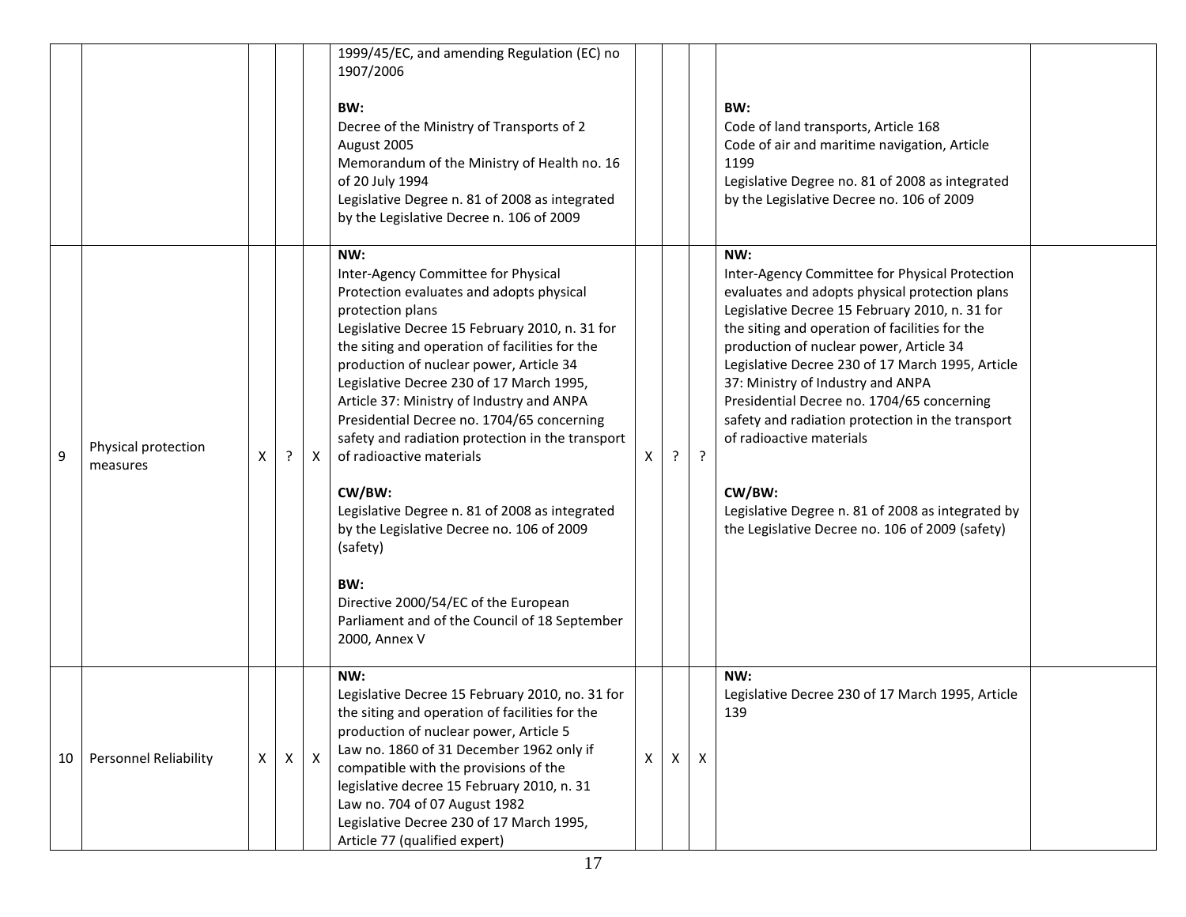| | | | | | | | | | | |
|---|---|---|---|---|---|---|---|---|---|---|
| | | | | | 1999/45/EC, and amending Regulation (EC) no 1907/2006<br><br>**BW:**<br>Decree of the Ministry of Transports of 2 August 2005<br>Memorandum of the Ministry of Health no. 16 of 20 July 1994<br>Legislative Degree n. 81 of 2008 as integrated by the Legislative Decree n. 106 of 2009 | | | | **BW:**<br>Code of land transports, Article 168<br>Code of air and maritime navigation, Article 1199<br>Legislative Degree no. 81 of 2008 as integrated by the Legislative Decree no. 106 of 2009 | |
| 9 | Physical protection measures | X | ? | X | **NW:**<br>Inter-Agency Committee for Physical Protection evaluates and adopts physical protection plans<br>Legislative Decree 15 February 2010, n. 31 for the siting and operation of facilities for the production of nuclear power, Article 34<br>Legislative Decree 230 of 17 March 1995, Article 37: Ministry of Industry and ANPA<br>Presidential Decree no. 1704/65 concerning safety and radiation protection in the transport of radioactive materials<br><br>**CW/BW:**<br>Legislative Degree n. 81 of 2008 as integrated by the Legislative Decree no. 106 of 2009 (safety)<br><br>**BW:**<br>Directive 2000/54/EC of the European Parliament and of the Council of 18 September 2000, Annex V | X | ? | ? | **NW:**<br>Inter-Agency Committee for Physical Protection evaluates and adopts physical protection plans<br>Legislative Decree 15 February 2010, n. 31 for the siting and operation of facilities for the production of nuclear power, Article 34<br>Legislative Decree 230 of 17 March 1995, Article 37: Ministry of Industry and ANPA<br>Presidential Decree no. 1704/65 concerning safety and radiation protection in the transport of radioactive materials<br><br>**CW/BW:**<br>Legislative Degree n. 81 of 2008 as integrated by the Legislative Decree no. 106 of 2009 (safety) | |
| 10 | Personnel Reliability | X | X | X | **NW:**<br>Legislative Decree 15 February 2010, no. 31 for the siting and operation of facilities for the production of nuclear power, Article 5<br>Law no. 1860 of 31 December 1962 only if compatible with the provisions of the legislative decree 15 February 2010, n. 31<br>Law no. 704 of 07 August 1982<br>Legislative Decree 230 of 17 March 1995, Article 77 (qualified expert) | X | X | X | **NW:**<br>Legislative Decree 230 of 17 March 1995, Article 139 | |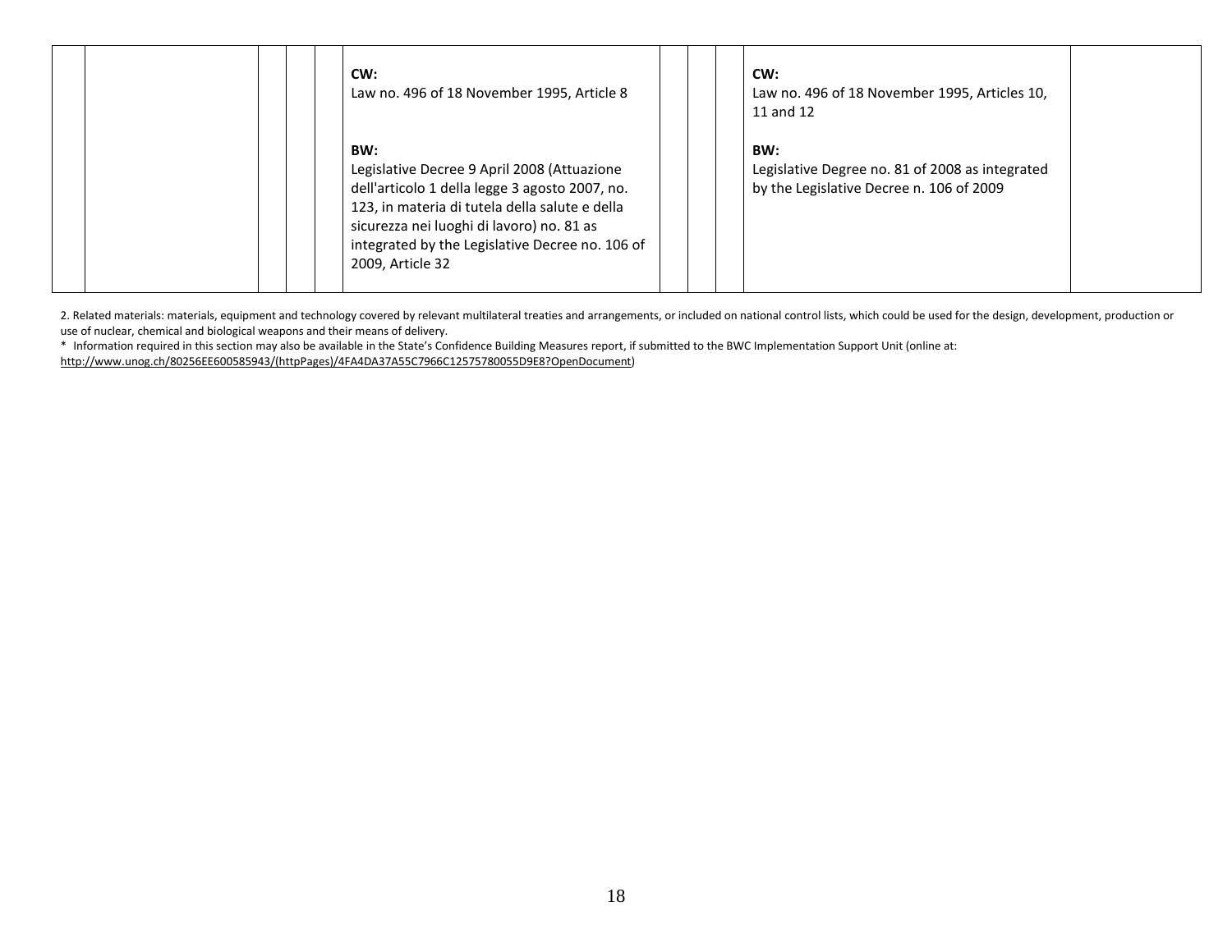| | | | | | | | | | |
|---|---|---|---|---|---|---|---|---|---|
| | | | | **CW:**<br>Law no. 496 of 18 November 1995, Article 8<br><br>**BW:**<br>Legislative Decree 9 April 2008 (Attuazione dell'articolo 1 della legge 3 agosto 2007, no. 123, in materia di tutela della salute e della sicurezza nei luoghi di lavoro) no. 81 as integrated by the Legislative Decree no. 106 of 2009, Article 32 | | | | **CW:**<br>Law no. 496 of 18 November 1995, Articles 10, 11 and 12<br><br>**BW:**<br>Legislative Degree no. 81 of 2008 as integrated by the Legislative Decree n. 106 of 2009 | |

2. Related materials: materials, equipment and technology covered by relevant multilateral treaties and arrangements, or included on national control lists, which could be used for the design, development, production or use of nuclear, chemical and biological weapons and their means of delivery.

\* Information required in this section may also be available in the State's Confidence Building Measures report, if submitted to the BWC Implementation Support Unit (online at: http://www.unog.ch/80256EE600585943/(httpPages)/4FA4DA37A55C7966C12575780055D9E8?OpenDocument)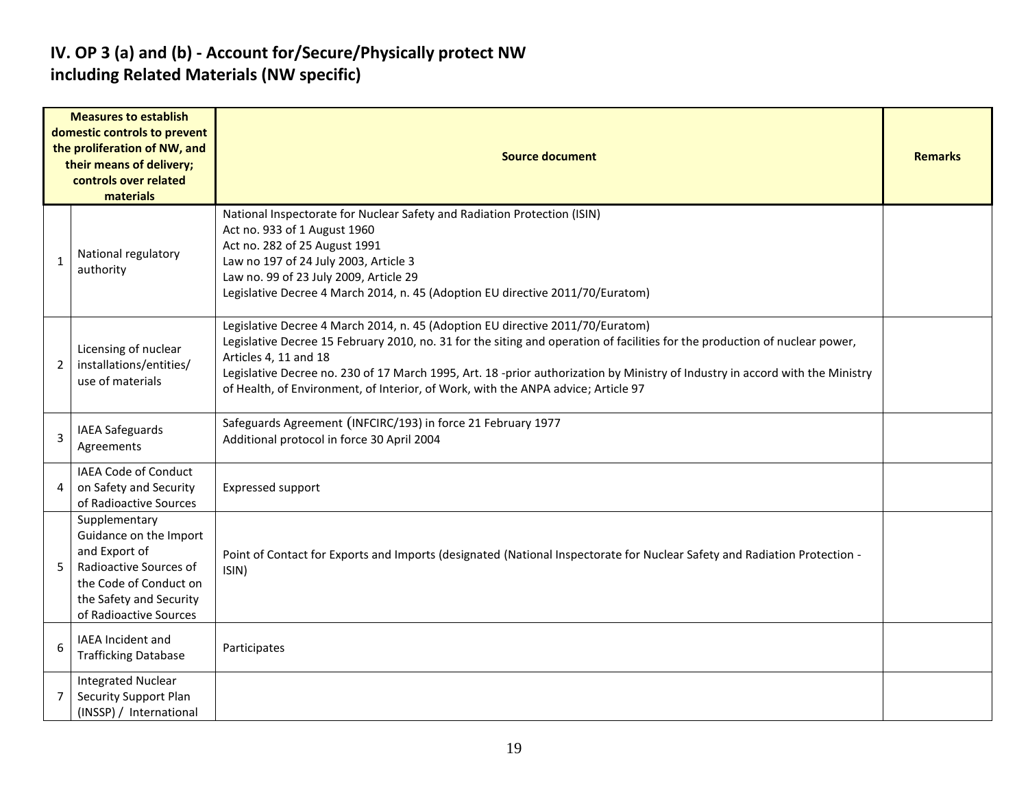## IV. OP 3 (a) and (b) - Account for/Secure/Physically protect NW including Related Materials (NW specific)

| | Measures to establish domestic controls to prevent the proliferation of NW, and their means of delivery; controls over related materials | Source document | Remarks |
|---|---|---|---|
| 1 | National regulatory authority | National Inspectorate for Nuclear Safety and Radiation Protection (ISIN)<br>Act no. 933 of 1 August 1960<br>Act no. 282 of 25 August 1991<br>Law no 197 of 24 July 2003, Article 3<br>Law no. 99 of 23 July 2009, Article 29<br>Legislative Decree 4 March 2014, n. 45 (Adoption EU directive 2011/70/Euratom) | |
| 2 | Licensing of nuclear installations/entities/ use of materials | Legislative Decree 4 March 2014, n. 45 (Adoption EU directive 2011/70/Euratom)<br>Legislative Decree 15 February 2010, no. 31 for the siting and operation of facilities for the production of nuclear power, Articles 4, 11 and 18<br>Legislative Decree no. 230 of 17 March 1995, Art. 18 -prior authorization by Ministry of Industry in accord with the Ministry of Health, of Environment, of Interior, of Work, with the ANPA advice; Article 97 | |
| 3 | IAEA Safeguards Agreements | Safeguards Agreement (INFCIRC/193) in force 21 February 1977<br>Additional protocol in force 30 April 2004 | |
| 4 | IAEA Code of Conduct on Safety and Security of Radioactive Sources | Expressed support | |
| 5 | Supplementary Guidance on the Import and Export of Radioactive Sources of the Code of Conduct on the Safety and Security of Radioactive Sources | Point of Contact for Exports and Imports (designated (National Inspectorate for Nuclear Safety and Radiation Protection - ISIN) | |
| 6 | IAEA Incident and Trafficking Database | Participates | |
| 7 | Integrated Nuclear Security Support Plan (INSSP) / International | | |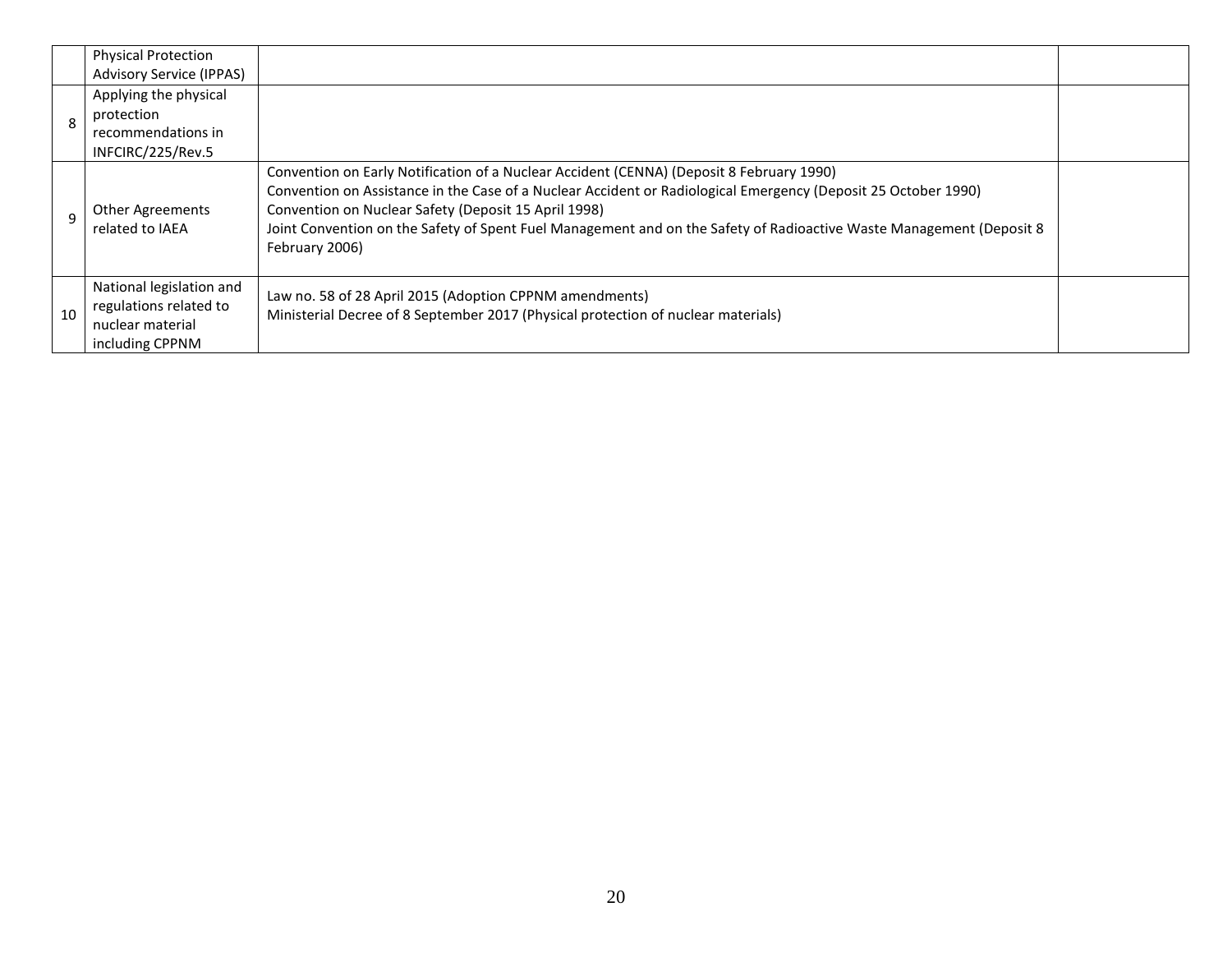|  |  |  |  |
|---|---|---|---|
|  | Physical Protection Advisory Service (IPPAS) |  |  |
| 8 | Applying the physical protection recommendations in INFCIRC/225/Rev.5 |  |  |
| 9 | Other Agreements related to IAEA | Convention on Early Notification of a Nuclear Accident (CENNA) (Deposit 8 February 1990)<br>Convention on Assistance in the Case of a Nuclear Accident or Radiological Emergency (Deposit 25 October 1990)<br>Convention on Nuclear Safety (Deposit 15 April 1998)<br>Joint Convention on the Safety of Spent Fuel Management and on the Safety of Radioactive Waste Management (Deposit 8 February 2006) |  |
| 10 | National legislation and regulations related to nuclear material including CPPNM | Law no. 58 of 28 April 2015 (Adoption CPPNM amendments)<br>Ministerial Decree of 8 September 2017 (Physical protection of nuclear materials) |  |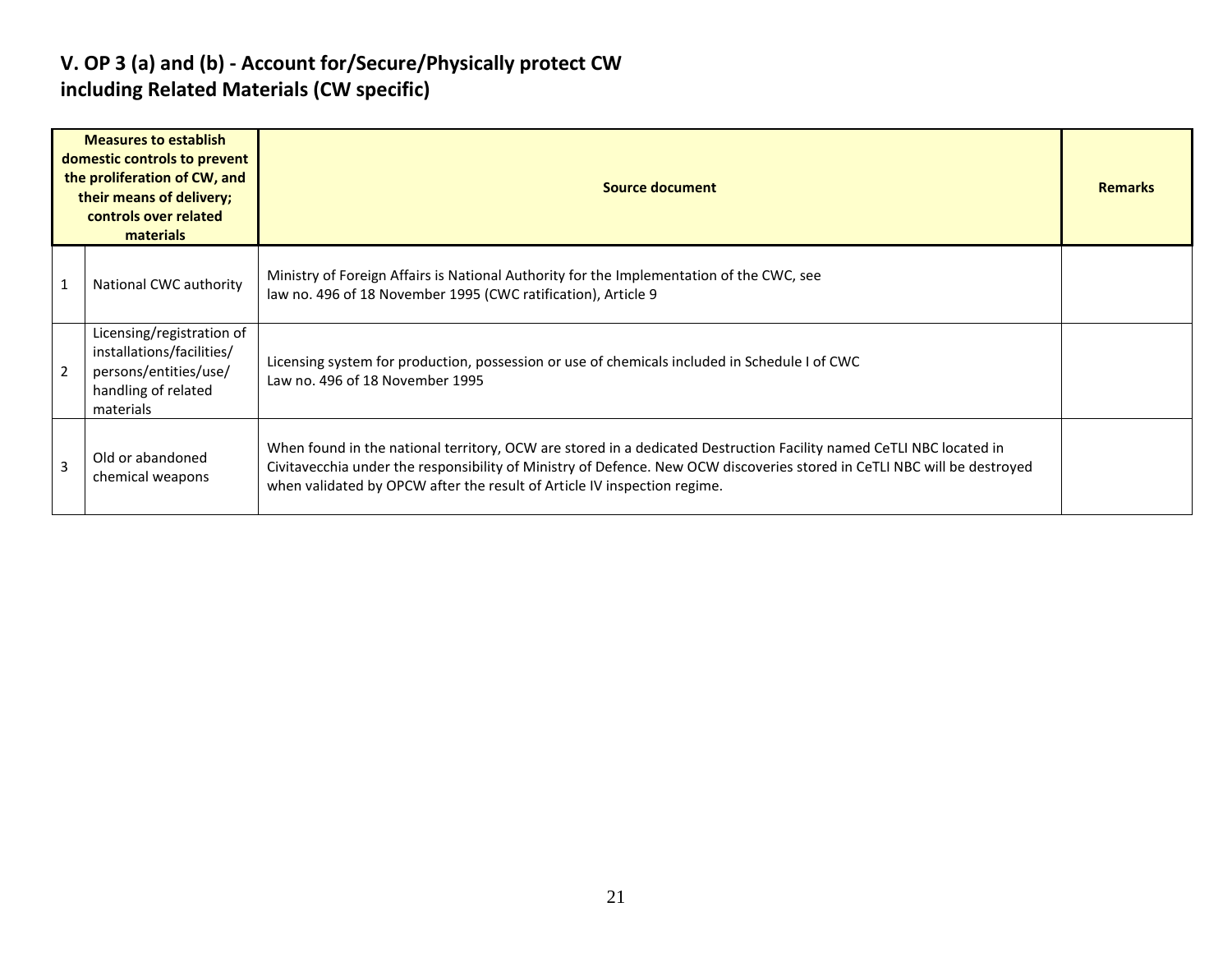## V. OP 3 (a) and (b) - Account for/Secure/Physically protect CW including Related Materials (CW specific)

| | Measures to establish domestic controls to prevent the proliferation of CW, and their means of delivery; controls over related materials | Source document | Remarks |
|---|---|---|---|
| 1 | National CWC authority | Ministry of Foreign Affairs is National Authority for the Implementation of the CWC, see law no. 496 of 18 November 1995 (CWC ratification), Article 9 | |
| 2 | Licensing/registration of installations/facilities/ persons/entities/use/ handling of related materials | Licensing system for production, possession or use of chemicals included in Schedule I of CWC Law no. 496 of 18 November 1995 | |
| 3 | Old or abandoned chemical weapons | When found in the national territory, OCW are stored in a dedicated Destruction Facility named CeTLI NBC located in Civitavecchia under the responsibility of Ministry of Defence. New OCW discoveries stored in CeTLI NBC will be destroyed when validated by OPCW after the result of Article IV inspection regime. | |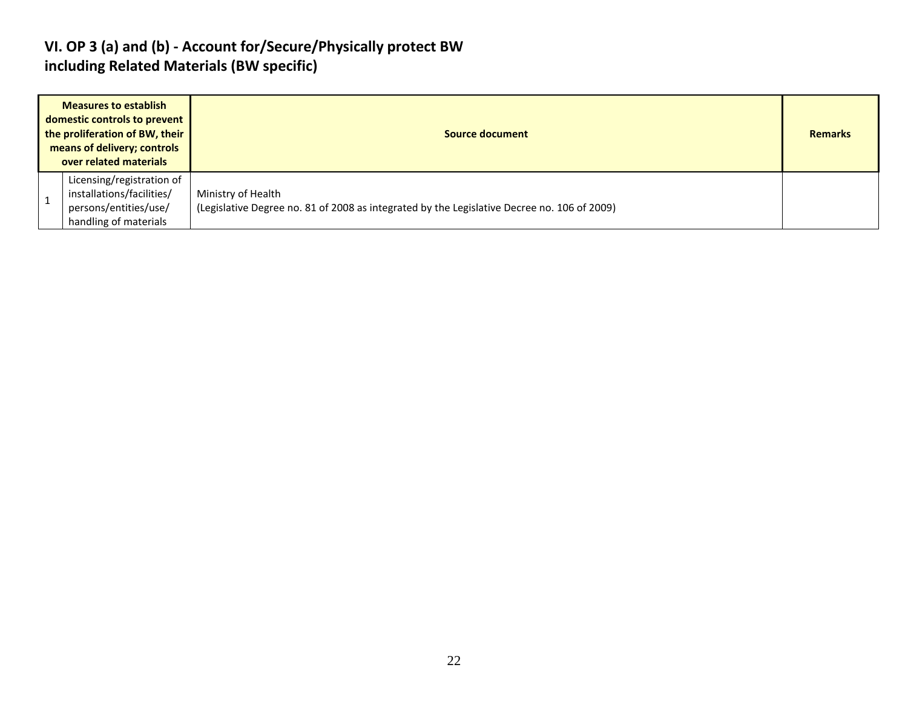## VI. OP 3 (a) and (b) - Account for/Secure/Physically protect BW including Related Materials (BW specific)

| Measures to establish domestic controls to prevent the proliferation of BW, their means of delivery; controls over related materials | | Source document | Remarks |
|---|---|---|---|
| 1 | Licensing/registration of installations/facilities/ persons/entities/use/ handling of materials | Ministry of Health<br>(Legislative Degree no. 81 of 2008 as integrated by the Legislative Decree no. 106 of 2009) | |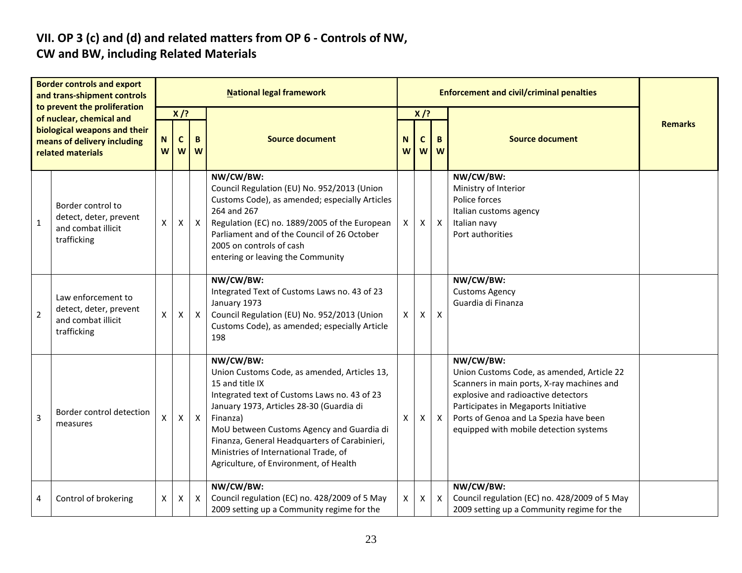## VII. OP 3 (c) and (d) and related matters from OP 6 - Controls of NW, CW and BW, including Related Materials

| Border controls and export and trans-shipment controls to prevent the proliferation of nuclear, chemical and biological weapons and their means of delivery including related materials | | National legal framework | | | | Enforcement and civil/criminal penalties | | | | Remarks |
|---|---|---|---|---|---|---|---|---|---|---|
| | | X /? | | | Source document | X /? | | | Source document | |
| | | NW | CW | BW | | NW | CW | BW | | |
| 1 | Border control to detect, deter, prevent and combat illicit trafficking | X | X | X | **NW/CW/BW:**<br>Council Regulation (EU) No. 952/2013 (Union Customs Code), as amended; especially Articles 264 and 267<br>Regulation (EC) no. 1889/2005 of the European Parliament and of the Council of 26 October 2005 on controls of cash entering or leaving the Community | X | X | X | **NW/CW/BW:**<br>Ministry of Interior<br>Police forces<br>Italian customs agency<br>Italian navy<br>Port authorities | |
| 2 | Law enforcement to detect, deter, prevent and combat illicit trafficking | X | X | X | **NW/CW/BW:**<br>Integrated Text of Customs Laws no. 43 of 23 January 1973<br>Council Regulation (EU) No. 952/2013 (Union Customs Code), as amended; especially Article 198 | X | X | X | **NW/CW/BW:**<br>Customs Agency<br>Guardia di Finanza | |
| 3 | Border control detection measures | X | X | X | **NW/CW/BW:**<br>Union Customs Code, as amended, Articles 13, 15 and title IX<br>Integrated text of Customs Laws no. 43 of 23 January 1973, Articles 28-30 (Guardia di Finanza)<br>MoU between Customs Agency and Guardia di Finanza, General Headquarters of Carabinieri, Ministries of International Trade, of Agriculture, of Environment, of Health | X | X | X | **NW/CW/BW:**<br>Union Customs Code, as amended, Article 22<br>Scanners in main ports, X-ray machines and explosive and radioactive detectors<br>Participates in Megaports Initiative<br>Ports of Genoa and La Spezia have been equipped with mobile detection systems | |
| 4 | Control of brokering | X | X | X | **NW/CW/BW:**<br>Council regulation (EC) no. 428/2009 of 5 May 2009 setting up a Community regime for the | X | X | X | **NW/CW/BW:**<br>Council regulation (EC) no. 428/2009 of 5 May 2009 setting up a Community regime for the | |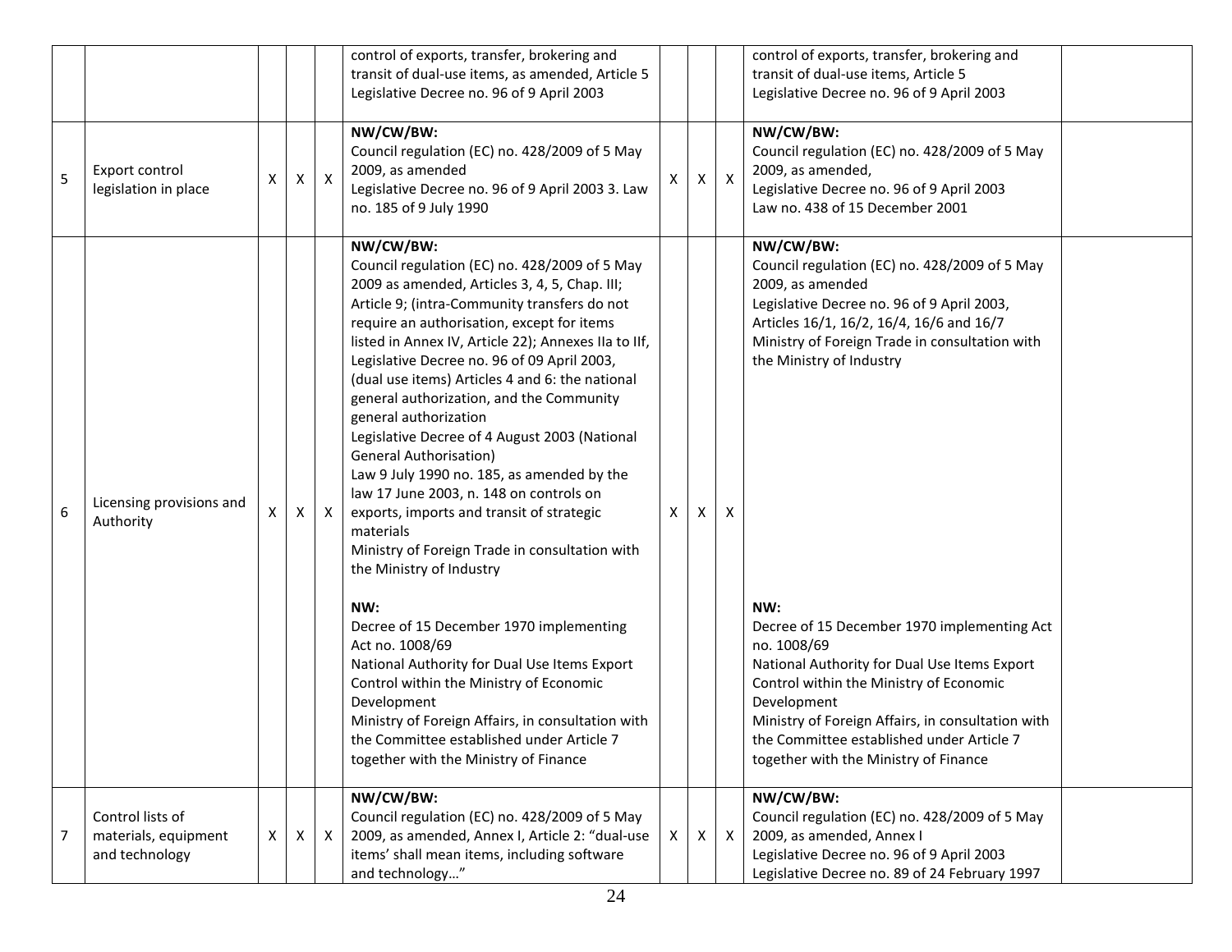|   |   |   |   |   |   |   |   |   |   |   |
|---|---|---|---|---|---|---|---|---|---|---|
|   |   |   |   |   | control of exports, transfer, brokering and transit of dual-use items, as amended, Article 5 Legislative Decree no. 96 of 9 April 2003 |   |   |   | control of exports, transfer, brokering and transit of dual-use items, Article 5 Legislative Decree no. 96 of 9 April 2003 |   |
| 5 | Export control legislation in place | X | X | X | **NW/CW/BW:** Council regulation (EC) no. 428/2009 of 5 May 2009, as amended Legislative Decree no. 96 of 9 April 2003 3. Law no. 185 of 9 July 1990 | X | X | X | **NW/CW/BW:** Council regulation (EC) no. 428/2009 of 5 May 2009, as amended, Legislative Decree no. 96 of 9 April 2003 Law no. 438 of 15 December 2001 |   |
| 6 | Licensing provisions and Authority | X | X | X | **NW/CW/BW:** Council regulation (EC) no. 428/2009 of 5 May 2009 as amended, Articles 3, 4, 5, Chap. III; Article 9; (intra-Community transfers do not require an authorisation, except for items listed in Annex IV, Article 22); Annexes IIa to IIf, Legislative Decree no. 96 of 09 April 2003, (dual use items) Articles 4 and 6: the national general authorization, and the Community general authorization Legislative Decree of 4 August 2003 (National General Authorisation) Law 9 July 1990 no. 185, as amended by the law 17 June 2003, n. 148 on controls on exports, imports and transit of strategic materials Ministry of Foreign Trade in consultation with the Ministry of Industry<br><br>**NW:** Decree of 15 December 1970 implementing Act no. 1008/69 National Authority for Dual Use Items Export Control within the Ministry of Economic Development Ministry of Foreign Affairs, in consultation with the Committee established under Article 7 together with the Ministry of Finance | X | X | X | **NW/CW/BW:** Council regulation (EC) no. 428/2009 of 5 May 2009, as amended Legislative Decree no. 96 of 9 April 2003, Articles 16/1, 16/2, 16/4, 16/6 and 16/7 Ministry of Foreign Trade in consultation with the Ministry of Industry<br><br>**NW:** Decree of 15 December 1970 implementing Act no. 1008/69 National Authority for Dual Use Items Export Control within the Ministry of Economic Development Ministry of Foreign Affairs, in consultation with the Committee established under Article 7 together with the Ministry of Finance |   |
| 7 | Control lists of materials, equipment and technology | X | X | X | **NW/CW/BW:** Council regulation (EC) no. 428/2009 of 5 May 2009, as amended, Annex I, Article 2: "dual-use items' shall mean items, including software and technology…" | X | X | X | **NW/CW/BW:** Council regulation (EC) no. 428/2009 of 5 May 2009, as amended, Annex I Legislative Decree no. 96 of 9 April 2003 Legislative Decree no. 89 of 24 February 1997 |   |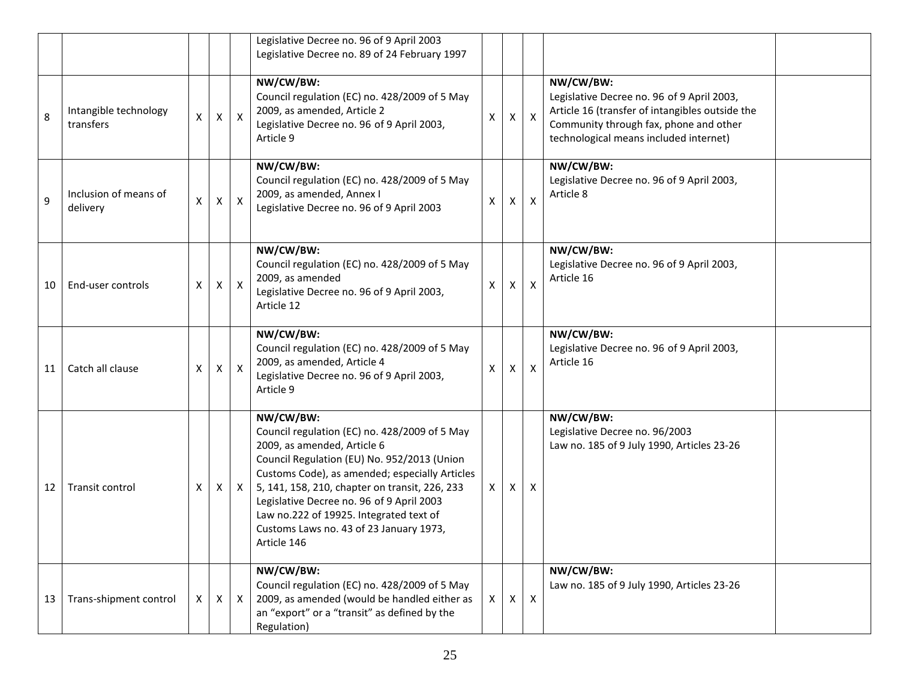| | | | | | | | | | | |
|---|---|---|---|---|---|---|---|---|---|---|
| | | | | | Legislative Decree no. 96 of 9 April 2003<br>Legislative Decree no. 89 of 24 February 1997 | | | | | |
| 8 | Intangible technology transfers | X | X | X | **NW/CW/BW:**<br>Council regulation (EC) no. 428/2009 of 5 May 2009, as amended, Article 2<br>Legislative Decree no. 96 of 9 April 2003, Article 9 | X | X | X | **NW/CW/BW:**<br>Legislative Decree no. 96 of 9 April 2003, Article 16 (transfer of intangibles outside the Community through fax, phone and other technological means included internet) | |
| 9 | Inclusion of means of delivery | X | X | X | **NW/CW/BW:**<br>Council regulation (EC) no. 428/2009 of 5 May 2009, as amended, Annex I<br>Legislative Decree no. 96 of 9 April 2003 | X | X | X | **NW/CW/BW:**<br>Legislative Decree no. 96 of 9 April 2003, Article 8 | |
| 10 | End-user controls | X | X | X | **NW/CW/BW:**<br>Council regulation (EC) no. 428/2009 of 5 May 2009, as amended<br>Legislative Decree no. 96 of 9 April 2003, Article 12 | X | X | X | **NW/CW/BW:**<br>Legislative Decree no. 96 of 9 April 2003, Article 16 | |
| 11 | Catch all clause | X | X | X | **NW/CW/BW:**<br>Council regulation (EC) no. 428/2009 of 5 May 2009, as amended, Article 4<br>Legislative Decree no. 96 of 9 April 2003, Article 9 | X | X | X | **NW/CW/BW:**<br>Legislative Decree no. 96 of 9 April 2003, Article 16 | |
| 12 | Transit control | X | X | X | **NW/CW/BW:**<br>Council regulation (EC) no. 428/2009 of 5 May 2009, as amended, Article 6<br>Council Regulation (EU) No. 952/2013 (Union Customs Code), as amended; especially Articles 5, 141, 158, 210, chapter on transit, 226, 233<br>Legislative Decree no. 96 of 9 April 2003<br>Law no.222 of 19925. Integrated text of Customs Laws no. 43 of 23 January 1973, Article 146 | X | X | X | **NW/CW/BW:**<br>Legislative Decree no. 96/2003<br>Law no. 185 of 9 July 1990, Articles 23-26 | |
| 13 | Trans-shipment control | X | X | X | **NW/CW/BW:**<br>Council regulation (EC) no. 428/2009 of 5 May 2009, as amended (would be handled either as an "export" or a "transit" as defined by the Regulation) | X | X | X | **NW/CW/BW:**<br>Law no. 185 of 9 July 1990, Articles 23-26 | |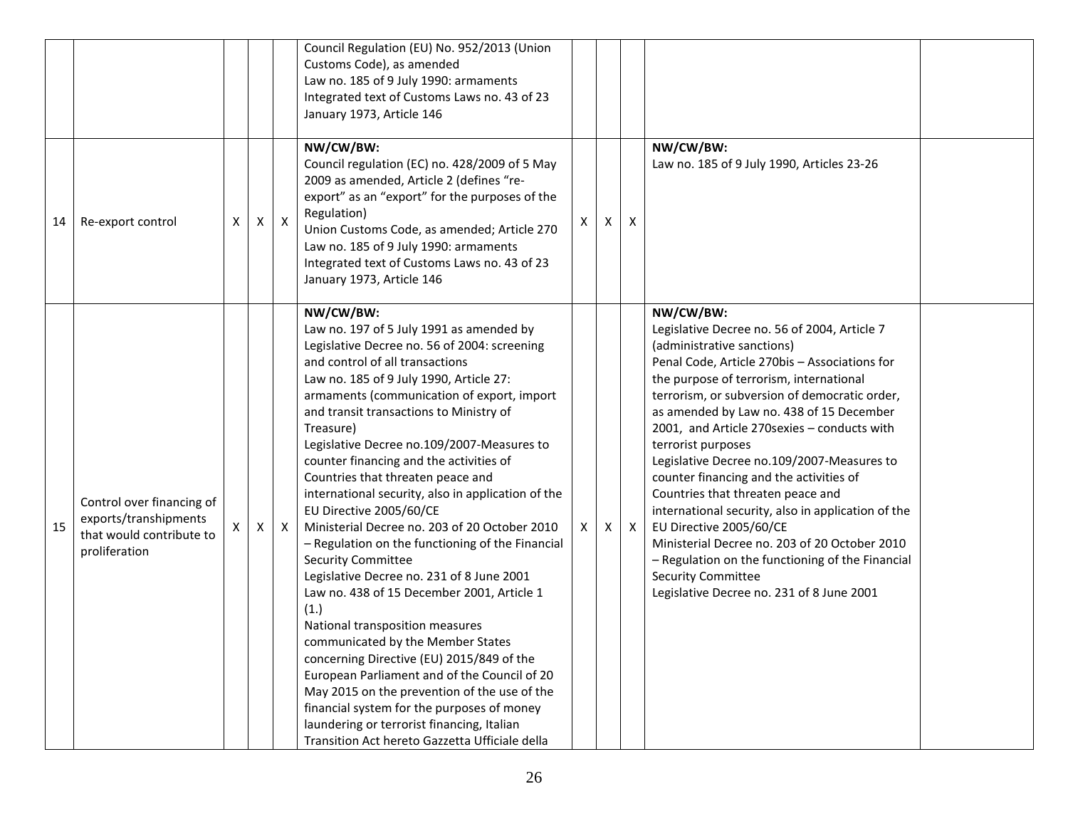| | | | | | | | | | | |
|---|---|---|---|---|---|---|---|---|---|---|
| | | | | | Council Regulation (EU) No. 952/2013 (Union Customs Code), as amended<br>Law no. 185 of 9 July 1990: armaments<br>Integrated text of Customs Laws no. 43 of 23 January 1973, Article 146 | | | | | |
| 14 | Re-export control | X | X | X | **NW/CW/BW:**<br>Council regulation (EC) no. 428/2009 of 5 May 2009 as amended, Article 2 (defines "re-export" as an "export" for the purposes of the Regulation)<br>Union Customs Code, as amended; Article 270<br>Law no. 185 of 9 July 1990: armaments<br>Integrated text of Customs Laws no. 43 of 23 January 1973, Article 146 | X | X | X | **NW/CW/BW:**<br>Law no. 185 of 9 July 1990, Articles 23-26 | |
| 15 | Control over financing of exports/transhipments that would contribute to proliferation | X | X | X | **NW/CW/BW:**<br>Law no. 197 of 5 July 1991 as amended by Legislative Decree no. 56 of 2004: screening and control of all transactions<br>Law no. 185 of 9 July 1990, Article 27: armaments (communication of export, import and transit transactions to Ministry of Treasure)<br>Legislative Decree no.109/2007-Measures to counter financing and the activities of Countries that threaten peace and international security, also in application of the EU Directive 2005/60/CE<br>Ministerial Decree no. 203 of 20 October 2010 – Regulation on the functioning of the Financial Security Committee<br>Legislative Decree no. 231 of 8 June 2001<br>Law no. 438 of 15 December 2001, Article 1 (1.)<br>National transposition measures communicated by the Member States concerning Directive (EU) 2015/849 of the European Parliament and of the Council of 20 May 2015 on the prevention of the use of the financial system for the purposes of money laundering or terrorist financing, Italian Transition Act hereto Gazzetta Ufficiale della | X | X | X | **NW/CW/BW:**<br>Legislative Decree no. 56 of 2004, Article 7 (administrative sanctions)<br>Penal Code, Article 270bis – Associations for the purpose of terrorism, international terrorism, or subversion of democratic order, as amended by Law no. 438 of 15 December 2001, and Article 270sexies – conducts with terrorist purposes<br>Legislative Decree no.109/2007-Measures to counter financing and the activities of Countries that threaten peace and international security, also in application of the EU Directive 2005/60/CE<br>Ministerial Decree no. 203 of 20 October 2010 – Regulation on the functioning of the Financial Security Committee<br>Legislative Decree no. 231 of 8 June 2001 | |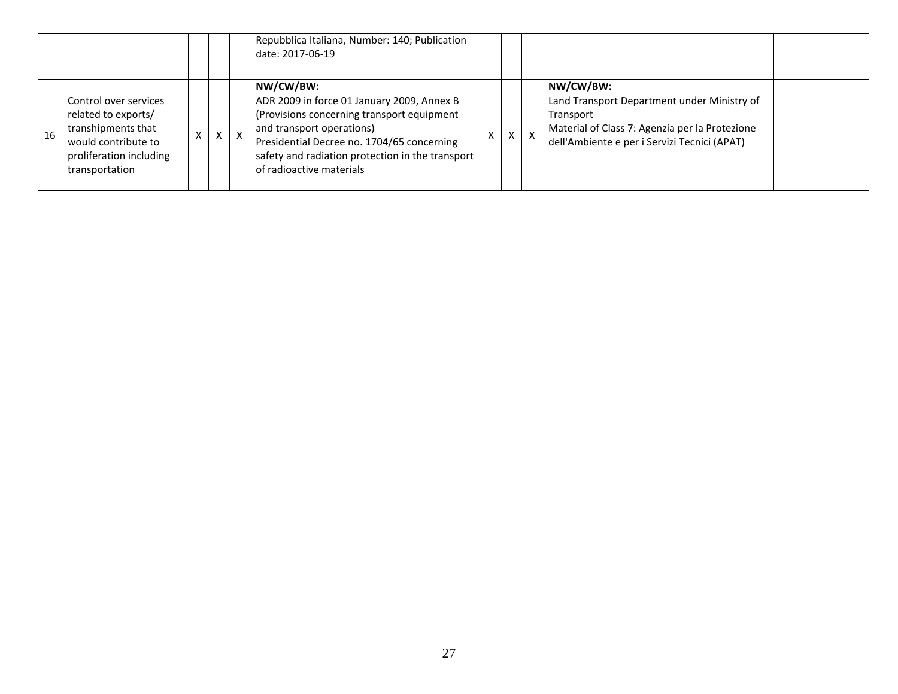| | | | | | | | | | | |
|---|---|---|---|---|---|---|---|---|---|---|
| | | | | | Repubblica Italiana, Number: 140; Publication date: 2017-06-19 | | | | | |
| 16 | Control over services related to exports/ transhipments that would contribute to proliferation including transportation | X | X | X | **NW/CW/BW:**<br>ADR 2009 in force 01 January 2009, Annex B (Provisions concerning transport equipment and transport operations)<br>Presidential Decree no. 1704/65 concerning safety and radiation protection in the transport of radioactive materials | X | X | X | **NW/CW/BW:**<br>Land Transport Department under Ministry of Transport<br>Material of Class 7: Agenzia per la Protezione dell'Ambiente e per i Servizi Tecnici (APAT) | |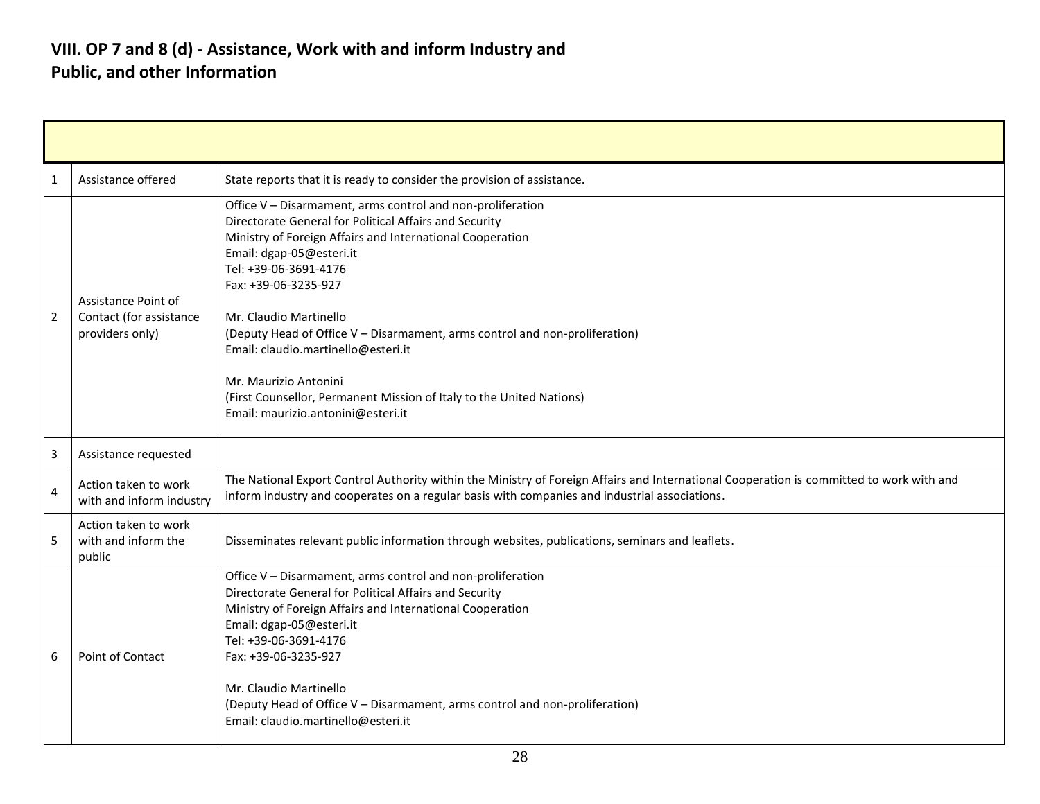## VIII. OP 7 and 8 (d) - Assistance, Work with and inform Industry and Public, and other Information

| | | |
|---|---|---|
| 1 | Assistance offered | State reports that it is ready to consider the provision of assistance. |
| 2 | Assistance Point of Contact (for assistance providers only) | Office V – Disarmament, arms control and non-proliferation<br>Directorate General for Political Affairs and Security<br>Ministry of Foreign Affairs and International Cooperation<br>Email: dgap-05@esteri.it<br>Tel: +39-06-3691-4176<br>Fax: +39-06-3235-927<br><br>Mr. Claudio Martinello<br>(Deputy Head of Office V – Disarmament, arms control and non-proliferation)<br>Email: claudio.martinello@esteri.it<br><br>Mr. Maurizio Antonini<br>(First Counsellor, Permanent Mission of Italy to the United Nations)<br>Email: maurizio.antonini@esteri.it |
| 3 | Assistance requested | |
| 4 | Action taken to work with and inform industry | The National Export Control Authority within the Ministry of Foreign Affairs and International Cooperation is committed to work with and inform industry and cooperates on a regular basis with companies and industrial associations. |
| 5 | Action taken to work with and inform the public | Disseminates relevant public information through websites, publications, seminars and leaflets. |
| 6 | Point of Contact | Office V – Disarmament, arms control and non-proliferation<br>Directorate General for Political Affairs and Security<br>Ministry of Foreign Affairs and International Cooperation<br>Email: dgap-05@esteri.it<br>Tel: +39-06-3691-4176<br>Fax: +39-06-3235-927<br><br>Mr. Claudio Martinello<br>(Deputy Head of Office V – Disarmament, arms control and non-proliferation)<br>Email: claudio.martinello@esteri.it |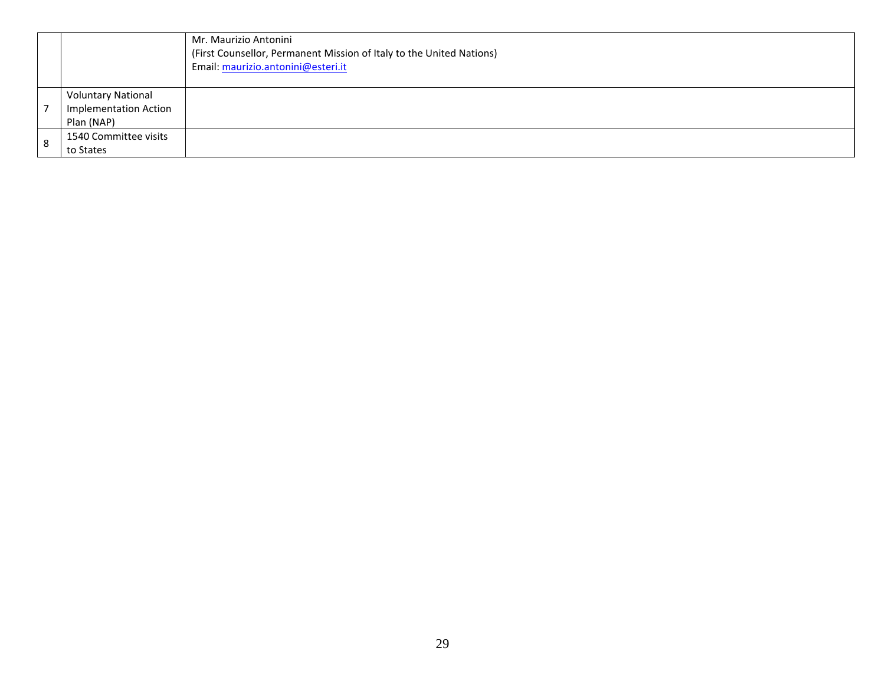| | | |
|---|---|---|
| | | Mr. Maurizio Antonini<br>(First Counsellor, Permanent Mission of Italy to the United Nations)<br>Email: maurizio.antonini@esteri.it |
| 7 | Voluntary National Implementation Action Plan (NAP) | |
| 8 | 1540 Committee visits to States | |